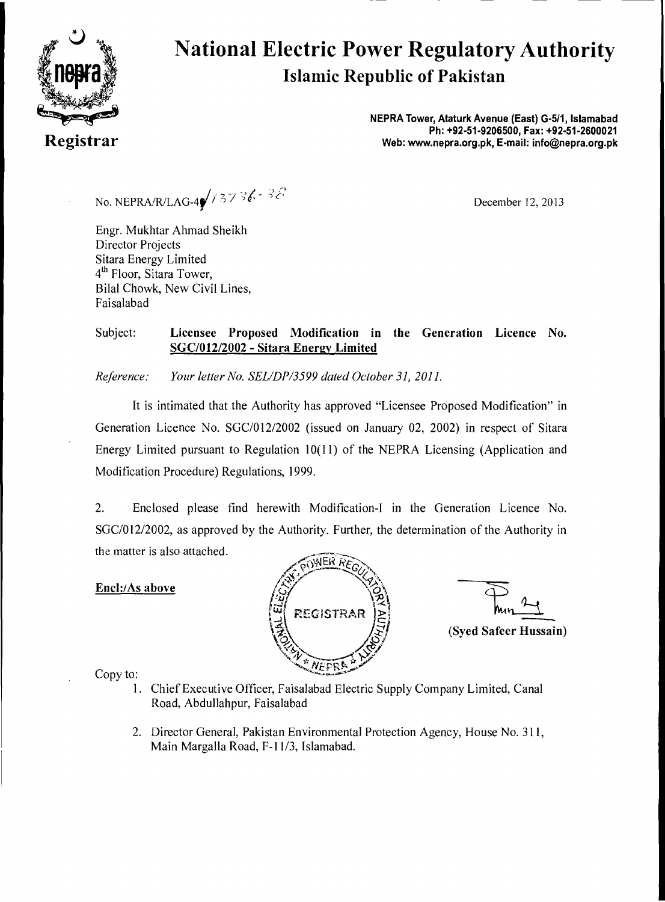# National Electric Power Regulatory Authority

## Islamic Republic of Pakistan

**Registrar**

**NEPRA Tower, Ataturk Avenue (East) G-5/1, Islamabad**
**Ph: +92-51-9206500, Fax: +92-51-2600021**
**Web: www.nepra.org.pk, E-mail: info@nepra.org.pk**

No. NEPRA/R/LAG-4/13736-38

December 12, 2013

Engr. Mukhtar Ahmad Sheikh
Director Projects
Sitara Energy Limited
4th Floor, Sitara Tower,
Bilal Chowk, New Civil Lines,
Faisalabad

Subject: **Licensee Proposed Modification in the Generation Licence No. SGC/012/2002 - Sitara Energy Limited**

*Reference: Your letter No. SEL/DP/3599 dated October 31, 2011.*

It is intimated that the Authority has approved "Licensee Proposed Modification" in Generation Licence No. SGC/012/2002 (issued on January 02, 2002) in respect of Sitara Energy Limited pursuant to Regulation 10(11) of the NEPRA Licensing (Application and Modification Procedure) Regulations, 1999.

2. Enclosed please find herewith Modification-I in the Generation Licence No. SGC/012/2002, as approved by the Authority. Further, the determination of the Authority in the matter is also attached.

**Encl:/As above**

**(Syed Safeer Hussain)**

Copy to:

1. Chief Executive Officer, Faisalabad Electric Supply Company Limited, Canal Road, Abdullahpur, Faisalabad

2. Director General, Pakistan Environmental Protection Agency, House No. 311, Main Margalla Road, F-11/3, Islamabad.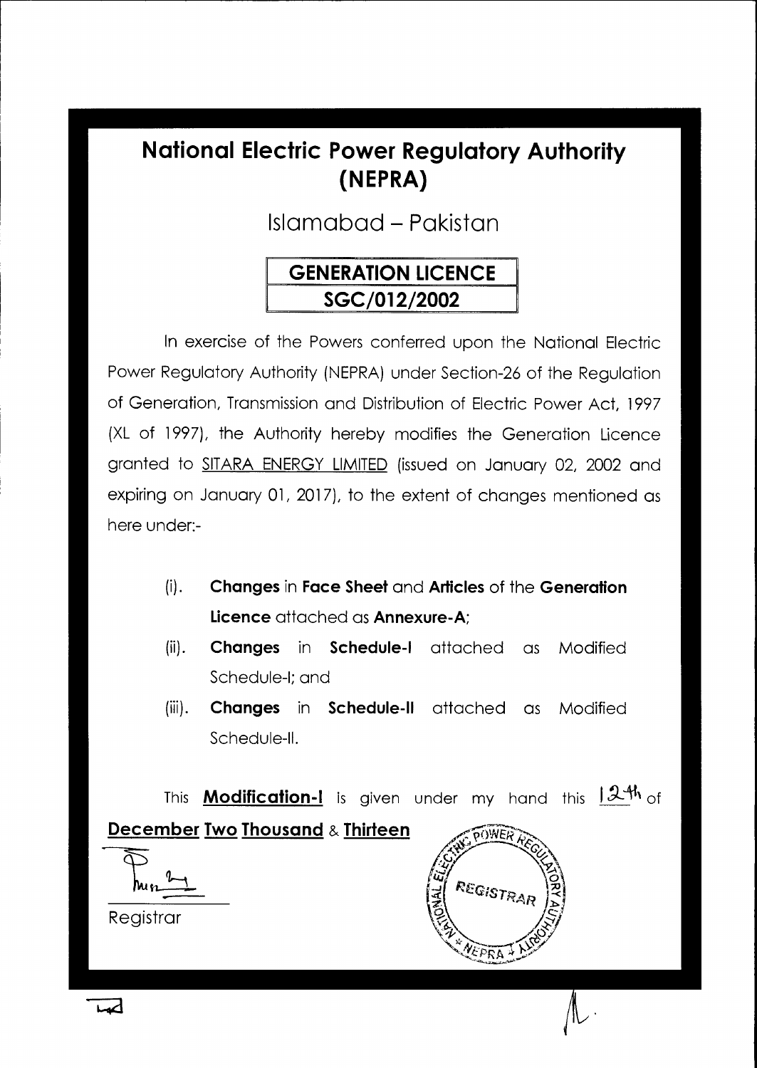# National Electric Power Regulatory Authority (NEPRA)

## Islamabad – Pakistan

| GENERATION LICENCE |
| --- |
| SGC/012/2002 |

In exercise of the Powers conferred upon the National Electric Power Regulatory Authority (NEPRA) under Section-26 of the Regulation of Generation, Transmission and Distribution of Electric Power Act, 1997 (XL of 1997), the Authority hereby modifies the Generation Licence granted to SITARA ENERGY LIMITED (issued on January 02, 2002 and expiring on January 01, 2017), to the extent of changes mentioned as here under:-

(i). **Changes** in **Face Sheet** and **Articles** of the **Generation Licence** attached as **Annexure-A**;

(ii). **Changes** in **Schedule-I** attached as Modified Schedule-I; and

(iii). **Changes** in **Schedule-II** attached as Modified Schedule-II.

This **Modification-I** is given under my hand this 12th of **December Two Thousand** & **Thirteen**

Registrar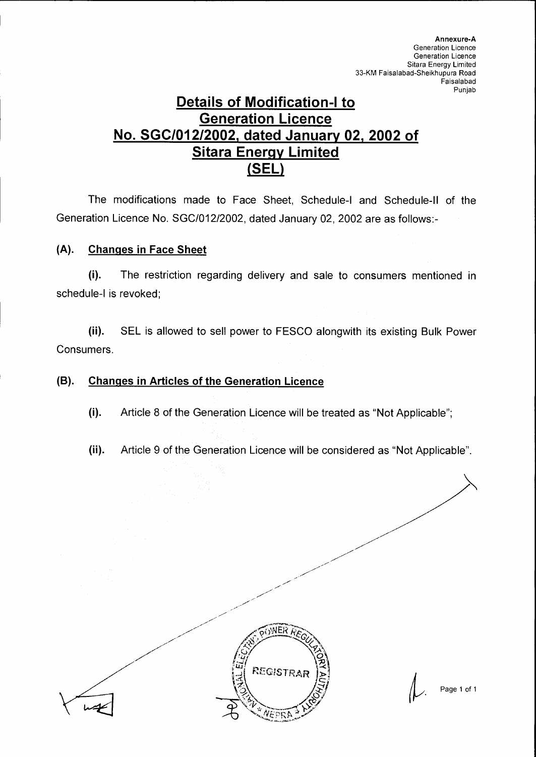**Annexure-A**
Generation Licence
Generation Licence
Sitara Energy Limited
33-KM Faisalabad-Sheikhupura Road
Faisalabad
Punjab

# Details of Modification-I to Generation Licence No. SGC/012/2002, dated January 02, 2002 of Sitara Energy Limited (SEL)

The modifications made to Face Sheet, Schedule-I and Schedule-II of the Generation Licence No. SGC/012/2002, dated January 02, 2002 are as follows:-

## (A). Changes in Face Sheet

**(i).** The restriction regarding delivery and sale to consumers mentioned in schedule-I is revoked;

**(ii).** SEL is allowed to sell power to FESCO alongwith its existing Bulk Power Consumers.

## (B). Changes in Articles of the Generation Licence

**(i).** Article 8 of the Generation Licence will be treated as "Not Applicable";

**(ii).** Article 9 of the Generation Licence will be considered as "Not Applicable".

NATIONAL ELECTRIC POWER REGULATORY AUTHORITY
REGISTRAR
NEPRA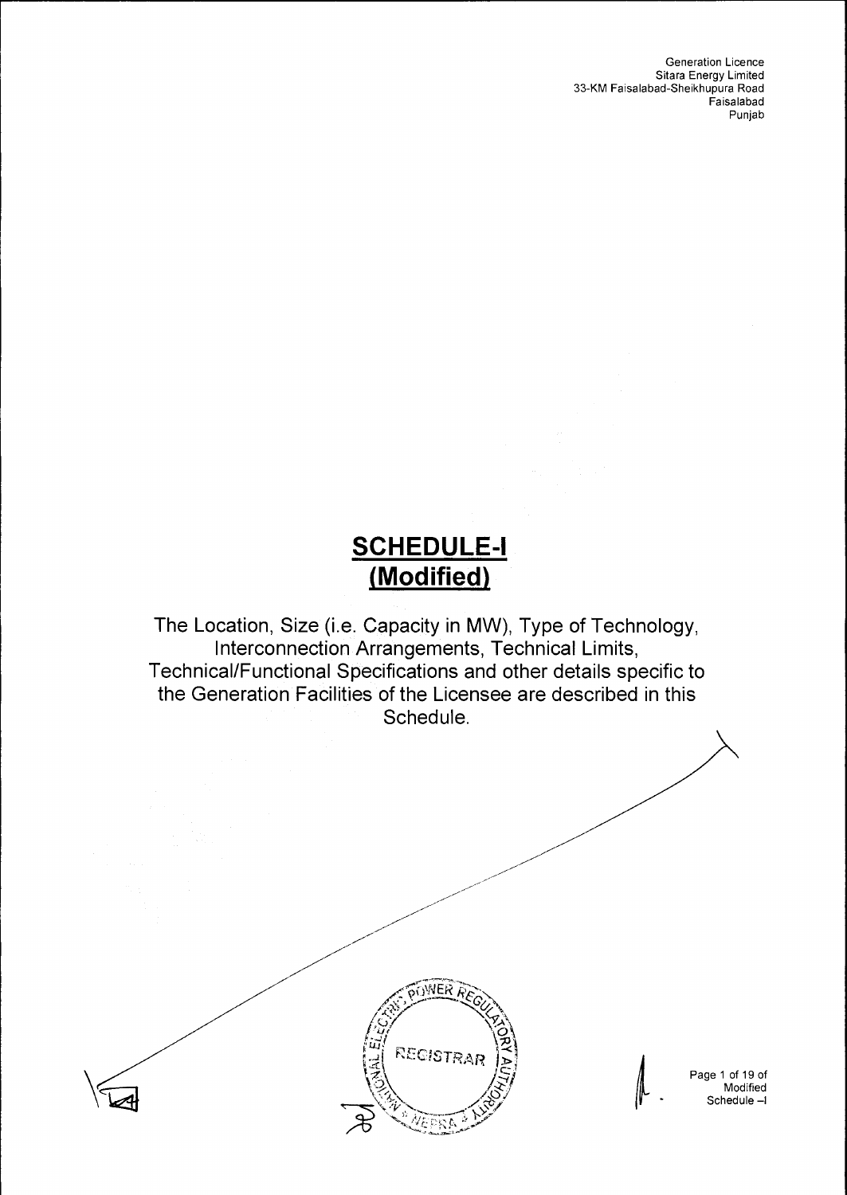# SCHEDULE-I
## (Modified)

The Location, Size (i.e. Capacity in MW), Type of Technology, Interconnection Arrangements, Technical Limits, Technical/Functional Specifications and other details specific to the Generation Facilities of the Licensee are described in this Schedule.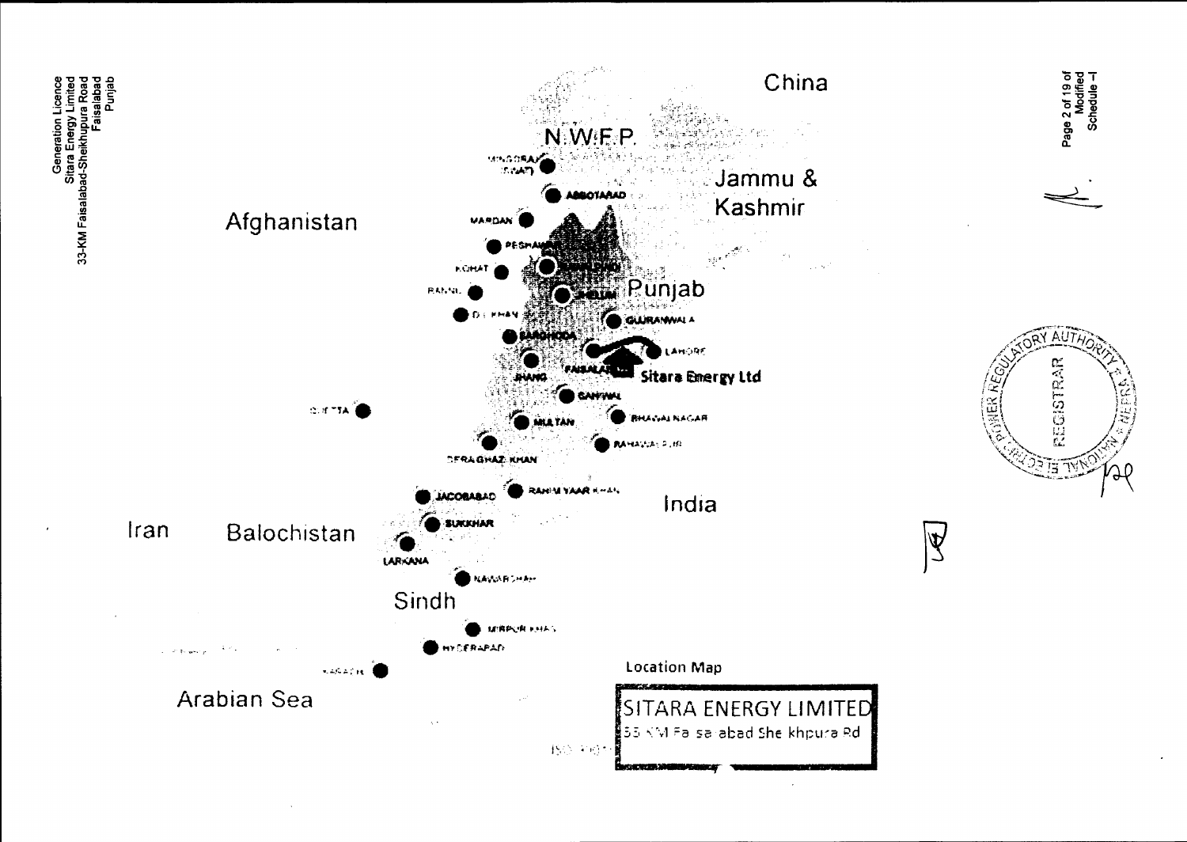Location Map

SITARA ENERGY LIMITED

33 KM Faisalabad Sheikhupura Rd

China

N.W.F.P.

Jammu & Kashmir

Afghanistan

Punjab

Sitara Energy Ltd

India

Iran

Balochistan

Sindh

Arabian Sea

MINGORA (SWAT), ABBOTABAD, MARDAN, PESHAWAR, KOHAT, BANNU, JHELUM, D.I. KHAN, GUJRANWALA, SARGHODA, LAHORE, FAISALABAD, JHANG, SAHIWAL, QUETTA, MULTAN, BHAWALNAGAR, BAHAWALPUR, DERA GHAZI KHAN, RAHIM YAAR KHAN, JACOBABAD, SUKKHAR, LARKANA, NAWABSHAH, MIRPUR KHAS, HYDERABAD, KARACHI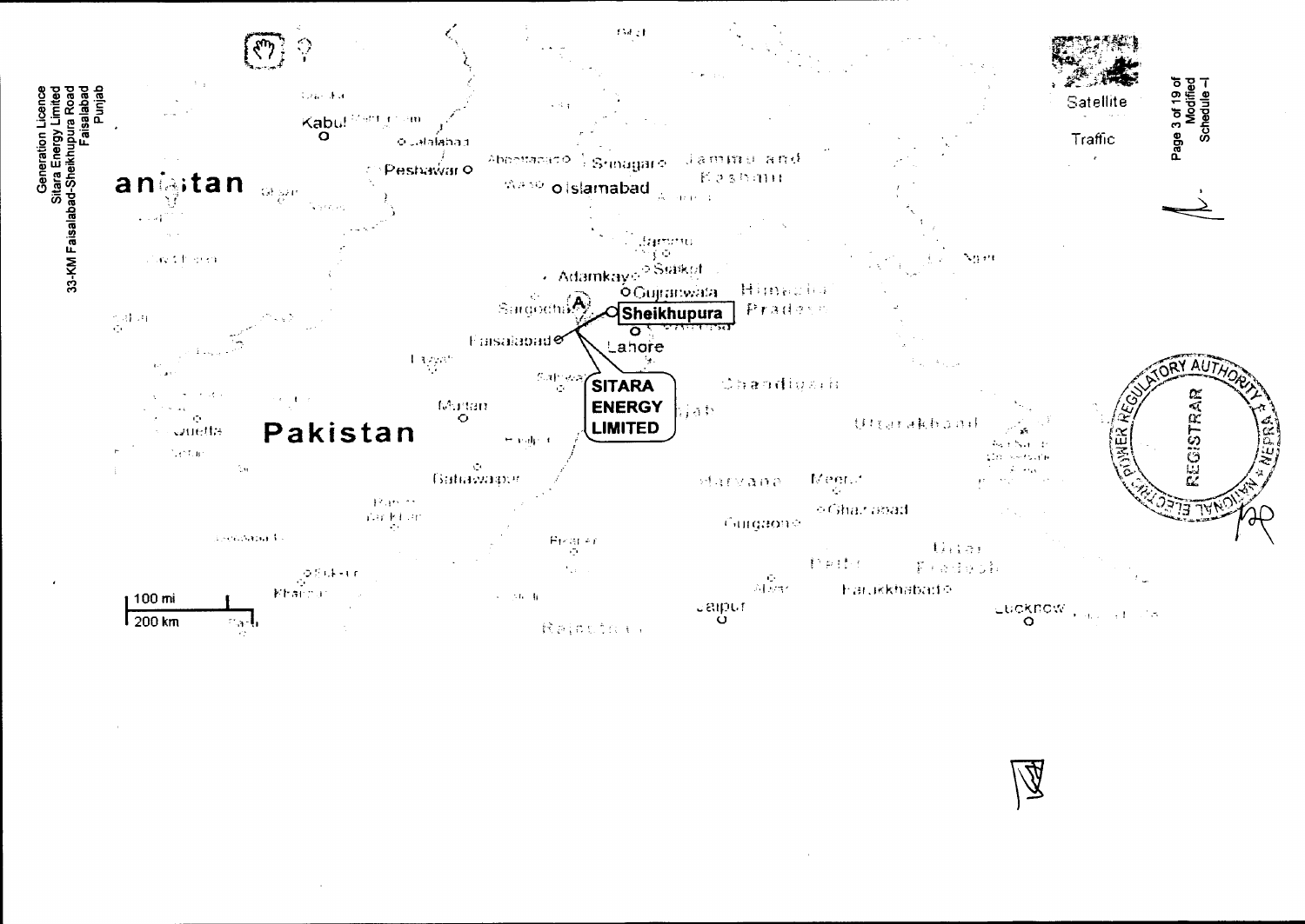Generation Licence
Sitara Energy Limited
33-KM Faisalabad-Sheikhupura Road
Faisalabad
Punjab

Page 3 of 19 of
Modified
Schedule-I

Kabul
Peshawar
Srinagar
Jammu and Kashmir
Islamabad
Jammu
Sialkot
Adamkay
Gujranwala
Himachal Pradesh
Sargodha
(A)
**Sheikhupura**
Faisalabad
Lahore
**SITARA ENERGY LIMITED**
Chandigarh
Multan
Quetta
**Pakistan**
Uttarakhand
Bahawalpur
Haryana
Meerut
Ghaziabad
Gurgaon
Delhi
Uttar Pradesh
Farukkhabad
Jaipur
Lucknow
Rajasthan

100 mi
200 km

Satellite
Traffic

NATIONAL ELECTRIC POWER REGULATORY AUTHORITY * NEPRA *
REGISTRAR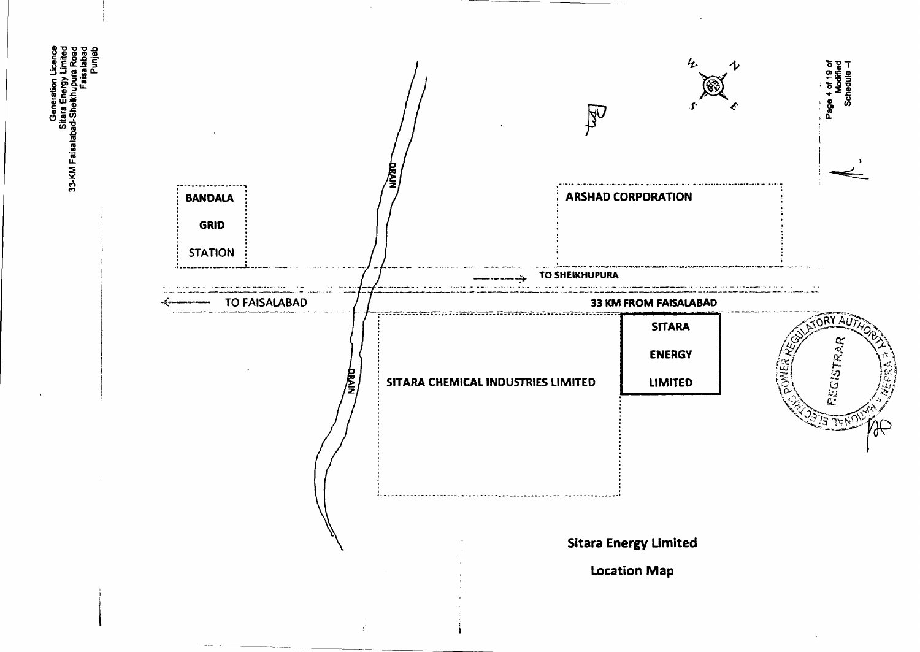BANDALA GRID STATION

DRAIN

ARSHAD CORPORATION

TO SHEIKHUPURA

TO FAISALABAD

33 KM FROM FAISALABAD

SITARA CHEMICAL INDUSTRIES LIMITED

SITARA ENERGY LIMITED

DRAIN

**Sitara Energy Limited**

**Location Map**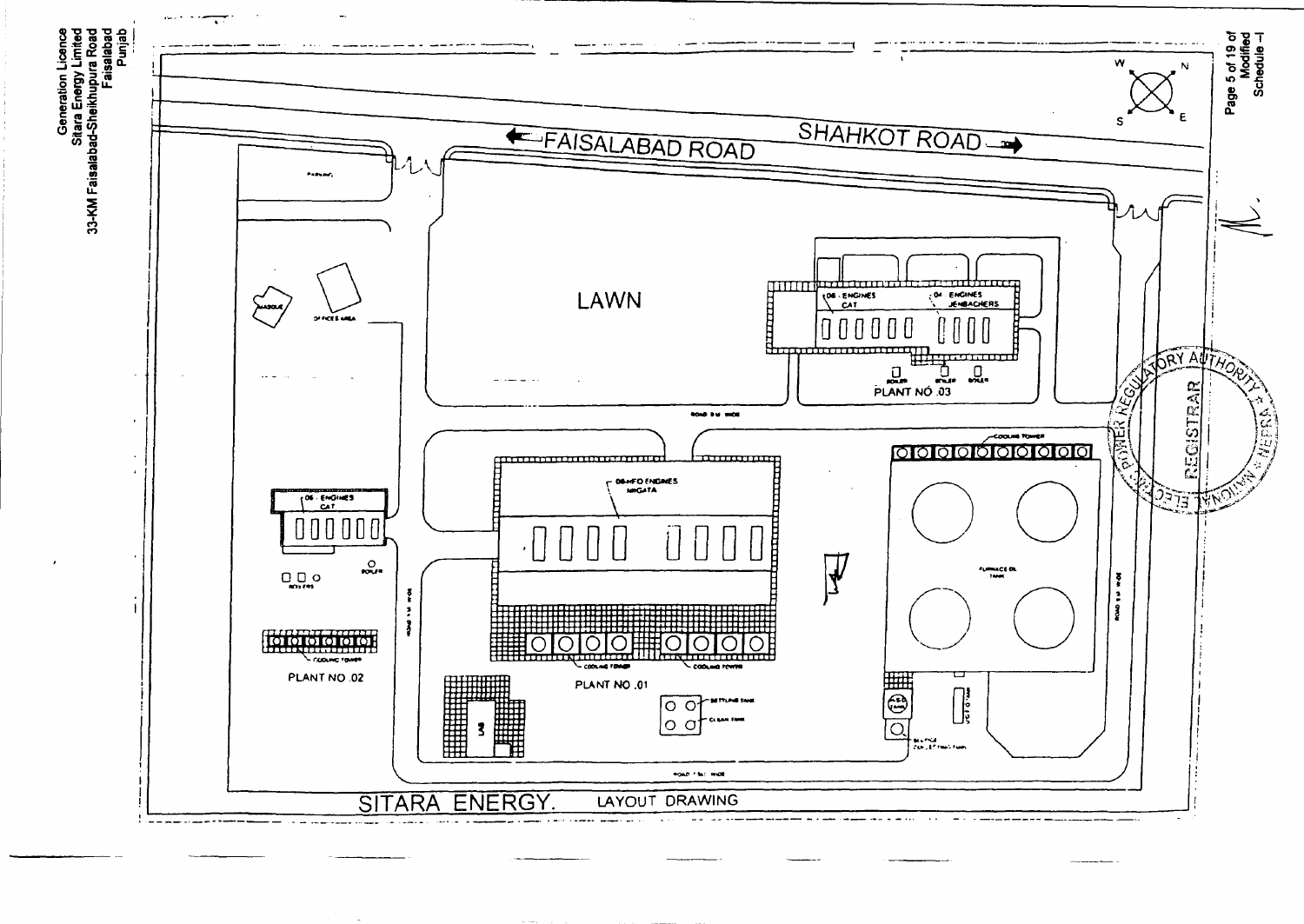# SITARA ENERGY. LAYOUT DRAWING

FAISALABAD ROAD

SHAHKOT ROAD

PARKING

MASQUE

OFFICES AREA

LAWN

06 - ENGINES CAT

04 ENGINES JENBACHERS

BOILER BOILER BOILER

PLANT NO .03

ROAD 9 M WIDE

06 - ENGINES CAT

BOILER

BOILERS

COOLING TOWER

PLANT NO .02

08-HFO ENGINES NIIGATA

COOLING TOWER

COOLING TOWER

PLANT NO .01

COOLING TOWER

FURNACE OIL TANK

LAB

SETTLING TANK

CLEAN TANK

ROAD 9 M WIDE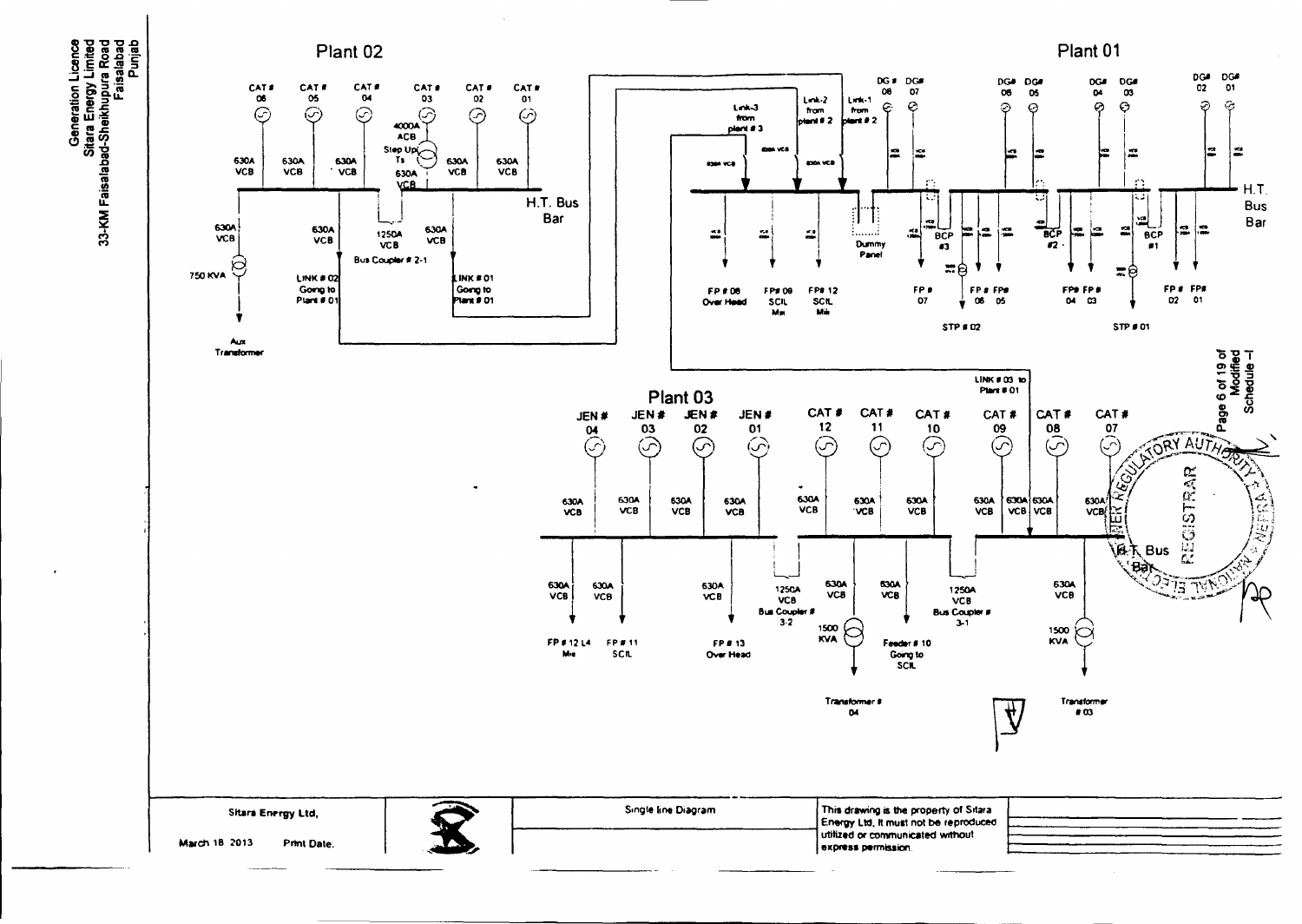Generation Licence
Sitara Energy Limited
33-KM Faisalabad-Sheikhupura Road
Faisalabad
Punjab

## Plant 02

CAT # 06, CAT # 05, CAT # 04, CAT # 03, CAT # 02, CAT # 01

630A VCB, 630A VCB, 630A VCB, 4000A ACB, Step Up Ts, 630A VCB, 630A VCB, 630A VCB

H.T. Bus Bar

630A VCB — 750 KVA — Aux Transformer

630A VCB — LINK # 02 Going to Plant # 01

1250A VCB Bus Coupler # 2-1

630A VCB — LINK # 01 Going to Plant # 01

## Plant 01

DG # 08, DG# 07, DG# 06, DG# 05, DG# 04, DG# 03, DG# 02, DG# 01

Link-3 from plant # 3; Link-2 from plant # 2; Link-1 from plant # 2

630A VCB

Dummy Panel

BCP #3, BCP #2, BCP #1

H.T. Bus Bar

FP # 08 Over Head, FP# 09 SCIL Mix, FP# 12 SCIL Mix, FP # 07, FP # 06, FP# 05, FP# 04, FP # 03, FP # 02, FP# 01

STP # 02, STP # 01

LINK # 03 to Plant # 01

## Plant 03

JEN # 04, JEN # 03, JEN # 02, JEN # 01, CAT # 12, CAT # 11, CAT # 10, CAT # 09, CAT # 08, CAT # 07

630A VCB (each generator)

H.T. Bus Bar

630A VCB — FP # 12 L4 Mix

630A VCB — FP # 11 SCIL

630A VCB — FP # 13 Over Head

1250A VCB Bus Coupler # 3-2

630A VCB — 1500 KVA — Transformer # 04

630A VCB — Feeder # 10 Going to SCIL

1250A VCB Bus Coupler # 3-1

630A VCB — 1500 KVA — Transformer # 03

Modified Schedule-I

| Sitara Energy Ltd, | | Single line Diagram | This drawing is the property of Sitara Energy Ltd, It must not be reproduced utilized or communicated without express permission. |
|---|---|---|---|
| March 18 2013 | Print Date: | | |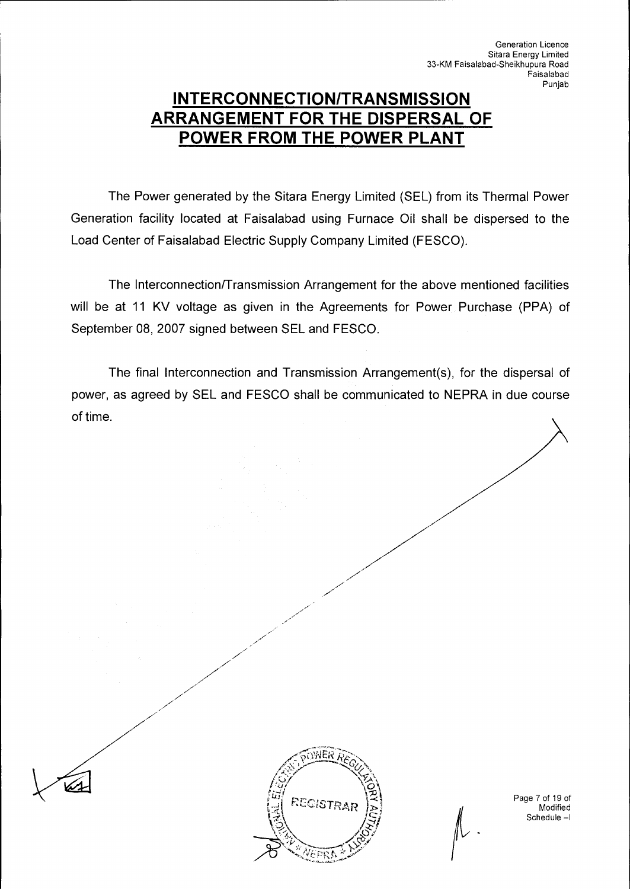# INTERCONNECTION/TRANSMISSION ARRANGEMENT FOR THE DISPERSAL OF POWER FROM THE POWER PLANT

The Power generated by the Sitara Energy Limited (SEL) from its Thermal Power Generation facility located at Faisalabad using Furnace Oil shall be dispersed to the Load Center of Faisalabad Electric Supply Company Limited (FESCO).

The Interconnection/Transmission Arrangement for the above mentioned facilities will be at 11 KV voltage as given in the Agreements for Power Purchase (PPA) of September 08, 2007 signed between SEL and FESCO.

The final Interconnection and Transmission Arrangement(s), for the dispersal of power, as agreed by SEL and FESCO shall be communicated to NEPRA in due course of time.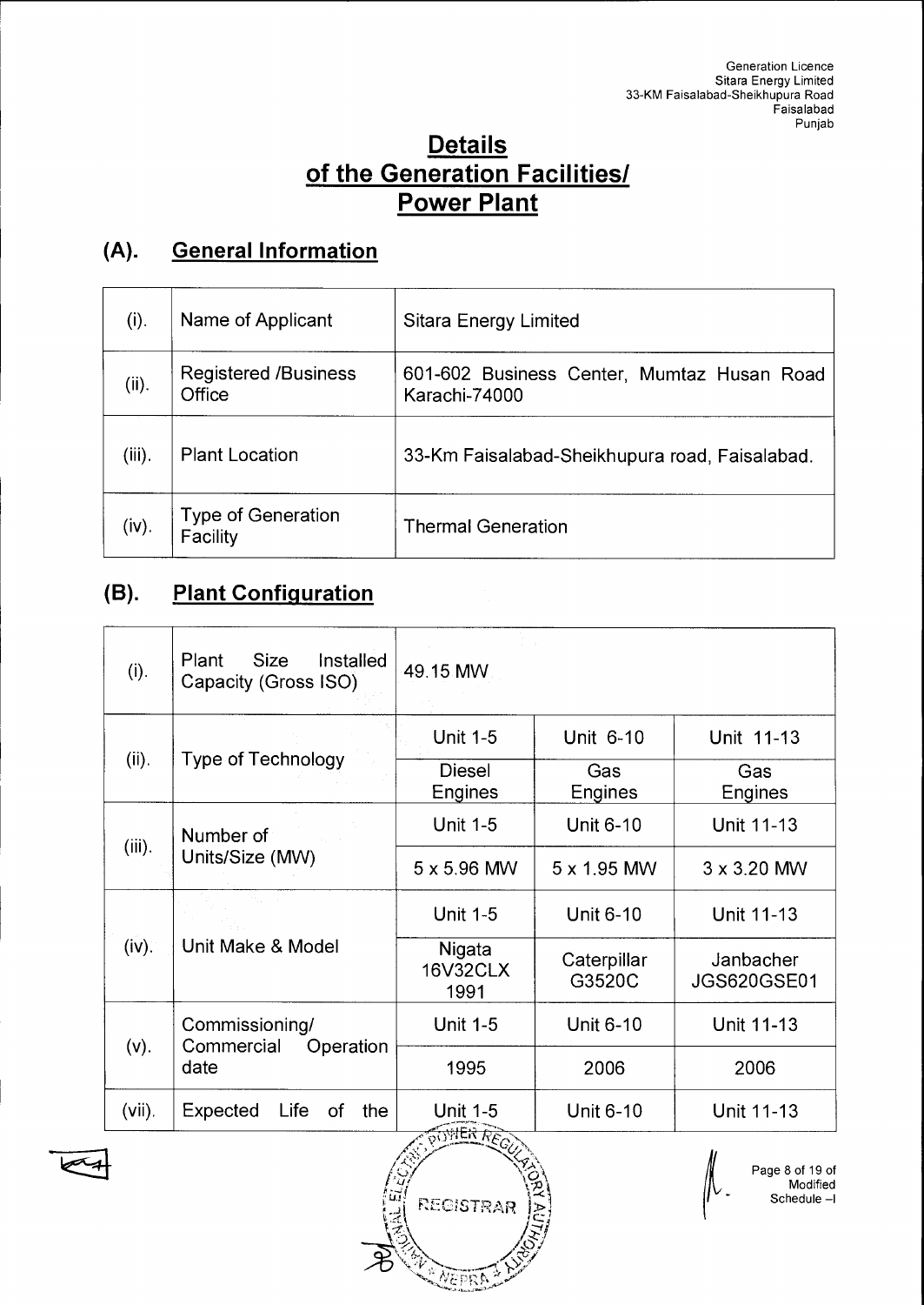# Details of the Generation Facilities/ Power Plant

## (A). General Information

| | | |
|---|---|---|
| (i). | Name of Applicant | Sitara Energy Limited |
| (ii). | Registered /Business Office | 601-602 Business Center, Mumtaz Husan Road Karachi-74000 |
| (iii). | Plant Location | 33-Km Faisalabad-Sheikhupura road, Faisalabad. |
| (iv). | Type of Generation Facility | Thermal Generation |

## (B). Plant Configuration

| | | | | |
|---|---|---|---|---|
| (i). | Plant Size Installed Capacity (Gross ISO) | 49.15 MW | | |
| (ii). | Type of Technology | Unit 1-5 | Unit 6-10 | Unit 11-13 |
| | | Diesel Engines | Gas Engines | Gas Engines |
| (iii). | Number of Units/Size (MW) | Unit 1-5 | Unit 6-10 | Unit 11-13 |
| | | 5 x 5.96 MW | 5 x 1.95 MW | 3 x 3.20 MW |
| (iv). | Unit Make & Model | Unit 1-5 | Unit 6-10 | Unit 11-13 |
| | | Nigata 16V32CLX 1991 | Caterpillar G3520C | Janbacher JGS620GSE01 |
| (v). | Commissioning/ Commercial Operation date | Unit 1-5 | Unit 6-10 | Unit 11-13 |
| | | 1995 | 2006 | 2006 |
| (vii). | Expected Life of the | Unit 1-5 | Unit 6-10 | Unit 11-13 |

Modified Schedule –I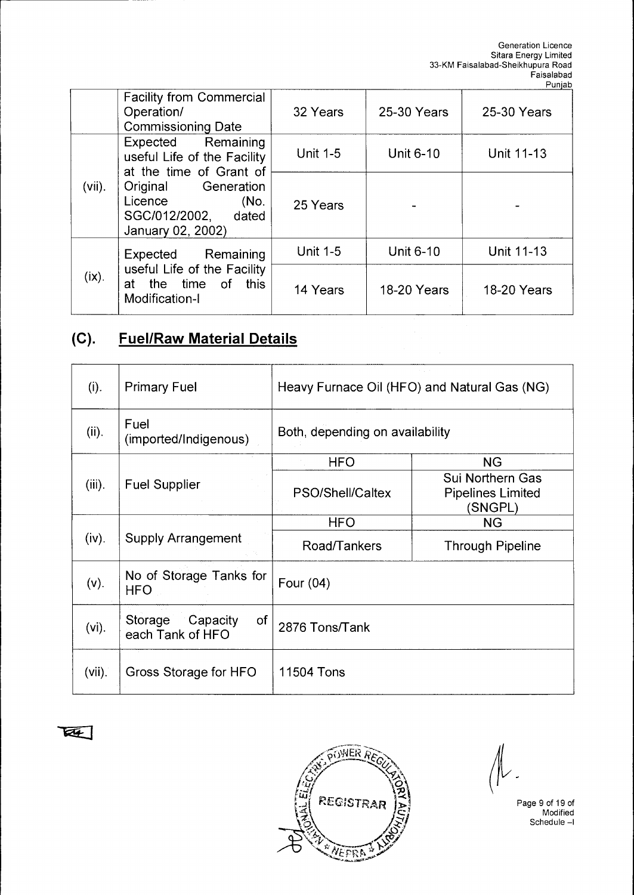|  | Facility from Commercial Operation/ Commissioning Date | 32 Years | 25-30 Years | 25-30 Years |
|---|---|---|---|---|
| (vii). | Expected Remaining useful Life of the Facility at the time of Grant of Original Generation Licence (No. SGC/012/2002, dated January 02, 2002) | Unit 1-5 | Unit 6-10 | Unit 11-13 |
|  |  | 25 Years | - | - |
| (ix). | Expected Remaining useful Life of the Facility at the time of this Modification-I | Unit 1-5 | Unit 6-10 | Unit 11-13 |
|  |  | 14 Years | 18-20 Years | 18-20 Years |

## (C). Fuel/Raw Material Details

| (i). | Primary Fuel | Heavy Furnace Oil (HFO) and Natural Gas (NG) | |
|---|---|---|---|
| (ii). | Fuel (imported/Indigenous) | Both, depending on availability | |
| (iii). | Fuel Supplier | HFO | NG |
|  |  | PSO/Shell/Caltex | Sui Northern Gas Pipelines Limited (SNGPL) |
| (iv). | Supply Arrangement | HFO | NG |
|  |  | Road/Tankers | Through Pipeline |
| (v). | No of Storage Tanks for HFO | Four (04) | |
| (vi). | Storage Capacity of each Tank of HFO | 2876 Tons/Tank | |
| (vii). | Gross Storage for HFO | 11504 Tons | |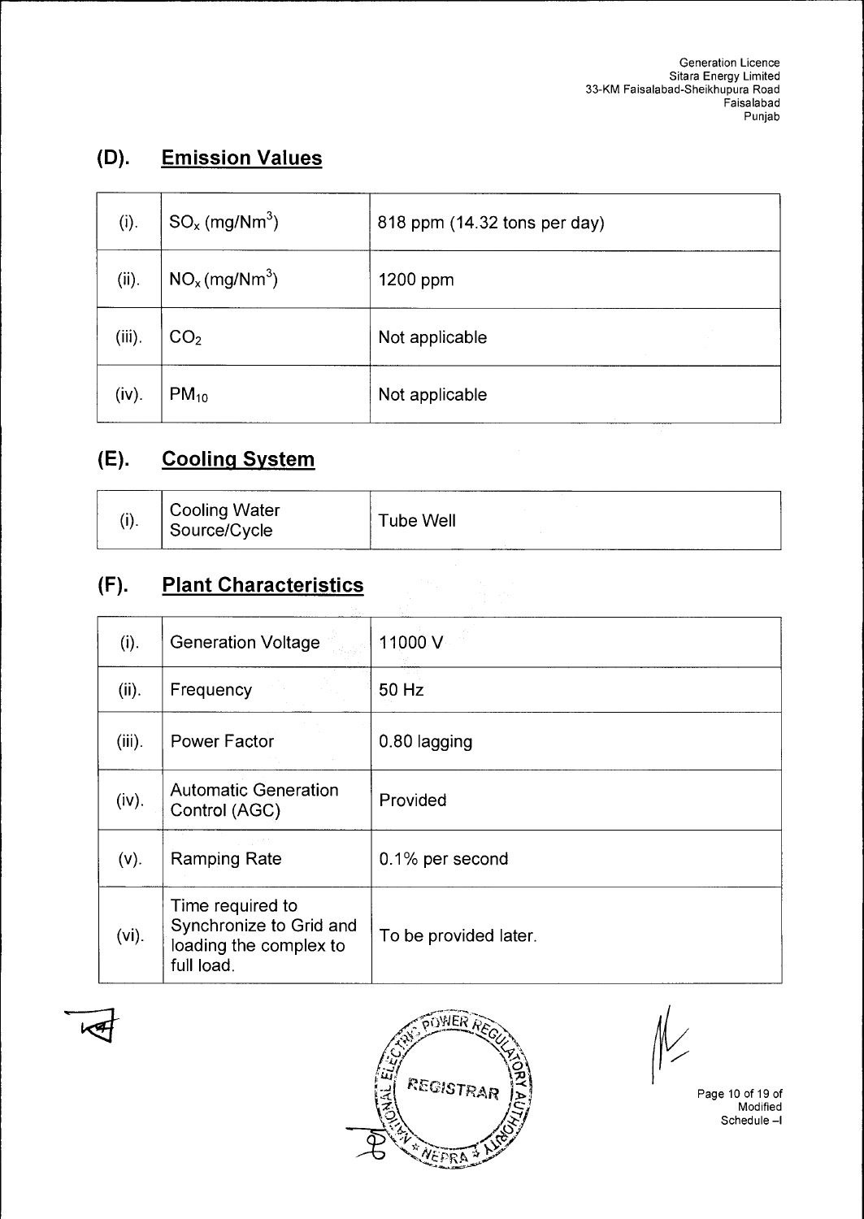## (D). Emission Values

| | | |
|---|---|---|
| (i). | $SO_x$ (mg/Nm$^3$) | 818 ppm (14.32 tons per day) |
| (ii). | $NO_x$ (mg/Nm$^3$) | 1200 ppm |
| (iii). | $CO_2$ | Not applicable |
| (iv). | $PM_{10}$ | Not applicable |

## (E). Cooling System

| | | |
|---|---|---|
| (i). | Cooling Water Source/Cycle | Tube Well |

## (F). Plant Characteristics

| | | |
|---|---|---|
| (i). | Generation Voltage | 11000 V |
| (ii). | Frequency | 50 Hz |
| (iii). | Power Factor | 0.80 lagging |
| (iv). | Automatic Generation Control (AGC) | Provided |
| (v). | Ramping Rate | 0.1% per second |
| (vi). | Time required to Synchronize to Grid and loading the complex to full load. | To be provided later. |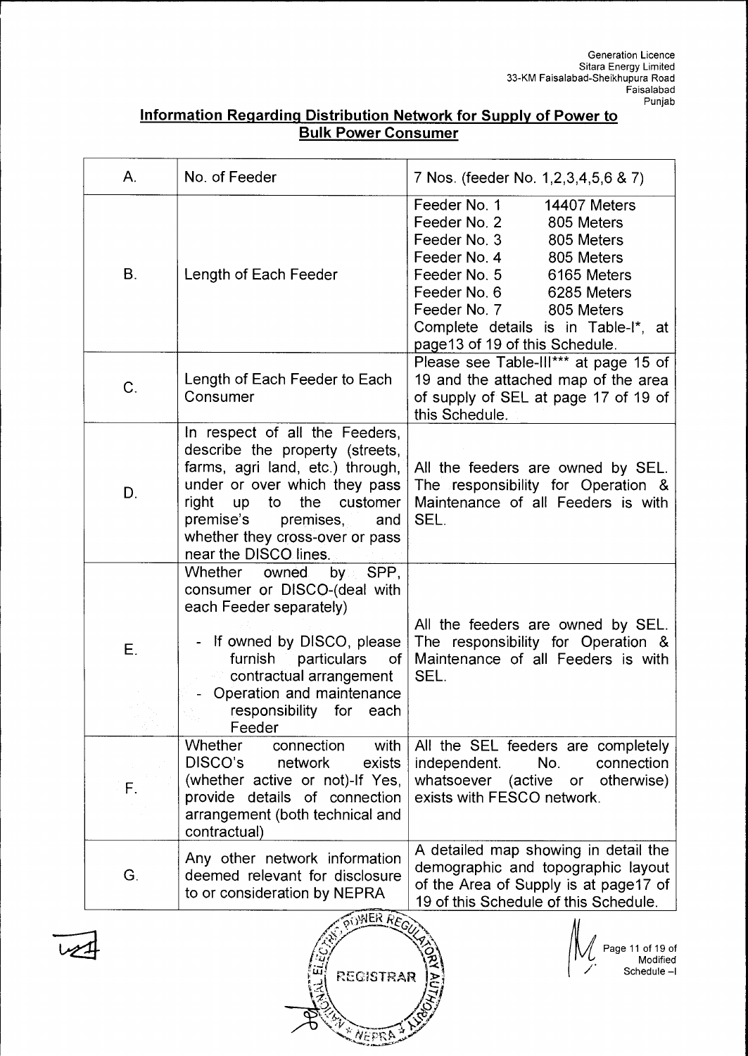Generation Licence
Sitara Energy Limited
33-KM Faisalabad-Sheikhupura Road
Faisalabad
Punjab

## Information Regarding Distribution Network for Supply of Power to Bulk Power Consumer

| | | |
|---|---|---|
| A. | No. of Feeder | 7 Nos. (feeder No. 1,2,3,4,5,6 & 7) |
| B. | Length of Each Feeder | Feeder No. 1 14407 Meters<br>Feeder No. 2 805 Meters<br>Feeder No. 3 805 Meters<br>Feeder No. 4 805 Meters<br>Feeder No. 5 6165 Meters<br>Feeder No. 6 6285 Meters<br>Feeder No. 7 805 Meters<br>Complete details is in Table-I*, at page13 of 19 of this Schedule. |
| C. | Length of Each Feeder to Each Consumer | Please see Table-III*** at page 15 of 19 and the attached map of the area of supply of SEL at page 17 of 19 of this Schedule. |
| D. | In respect of all the Feeders, describe the property (streets, farms, agri land, etc.) through, under or over which they pass right up to the customer premise's premises, and whether they cross-over or pass near the DISCO lines. | All the feeders are owned by SEL. The responsibility for Operation & Maintenance of all Feeders is with SEL. |
| E. | Whether owned by SPP, consumer or DISCO-(deal with each Feeder separately)<br>- If owned by DISCO, please furnish particulars of contractual arrangement<br>- Operation and maintenance responsibility for each Feeder | All the feeders are owned by SEL. The responsibility for Operation & Maintenance of all Feeders is with SEL. |
| F. | Whether connection with DISCO's network exists (whether active or not)-If Yes, provide details of connection arrangement (both technical and contractual) | All the SEL feeders are completely independent. No. connection whatsoever (active or otherwise) exists with FESCO network. |
| G. | Any other network information deemed relevant for disclosure to or consideration by NEPRA | A detailed map showing in detail the demographic and topographic layout of the Area of Supply is at page17 of 19 of this Schedule of this Schedule. |

Page 11 of 19 of Modified Schedule –I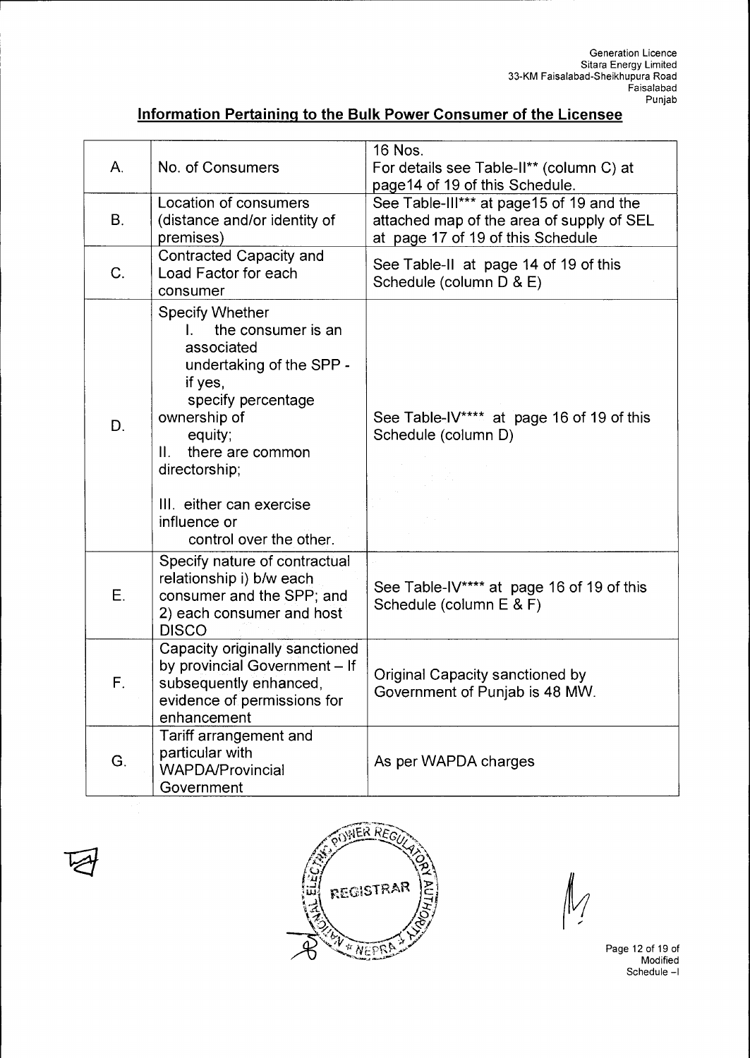Generation Licence
Sitara Energy Limited
33-KM Faisalabad-Sheikhupura Road
Faisalabad
Punjab

## Information Pertaining to the Bulk Power Consumer of the Licensee

| | | |
|---|---|---|
| A. | No. of Consumers | 16 Nos.<br>For details see Table-II** (column C) at page14 of 19 of this Schedule. |
| B. | Location of consumers (distance and/or identity of premises) | See Table-III*** at page15 of 19 and the attached map of the area of supply of SEL at page 17 of 19 of this Schedule |
| C. | Contracted Capacity and Load Factor for each consumer | See Table-II at page 14 of 19 of this Schedule (column D & E) |
| D. | Specify Whether<br>I. the consumer is an associated undertaking of the SPP - if yes, specify percentage ownership of equity;<br>II. there are common directorship;<br>III. either can exercise influence or control over the other. | See Table-IV**** at page 16 of 19 of this Schedule (column D) |
| E. | Specify nature of contractual relationship i) b/w each consumer and the SPP; and 2) each consumer and host DISCO | See Table-IV**** at page 16 of 19 of this Schedule (column E & F) |
| F. | Capacity originally sanctioned by provincial Government – If subsequently enhanced, evidence of permissions for enhancement | Original Capacity sanctioned by Government of Punjab is 48 MW. |
| G. | Tariff arrangement and particular with WAPDA/Provincial Government | As per WAPDA charges |

NATIONAL ELECTRIC POWER REGULATORY AUTHORITY
REGISTRAR
NEPRA

Page 12 of 19 of Modified Schedule –I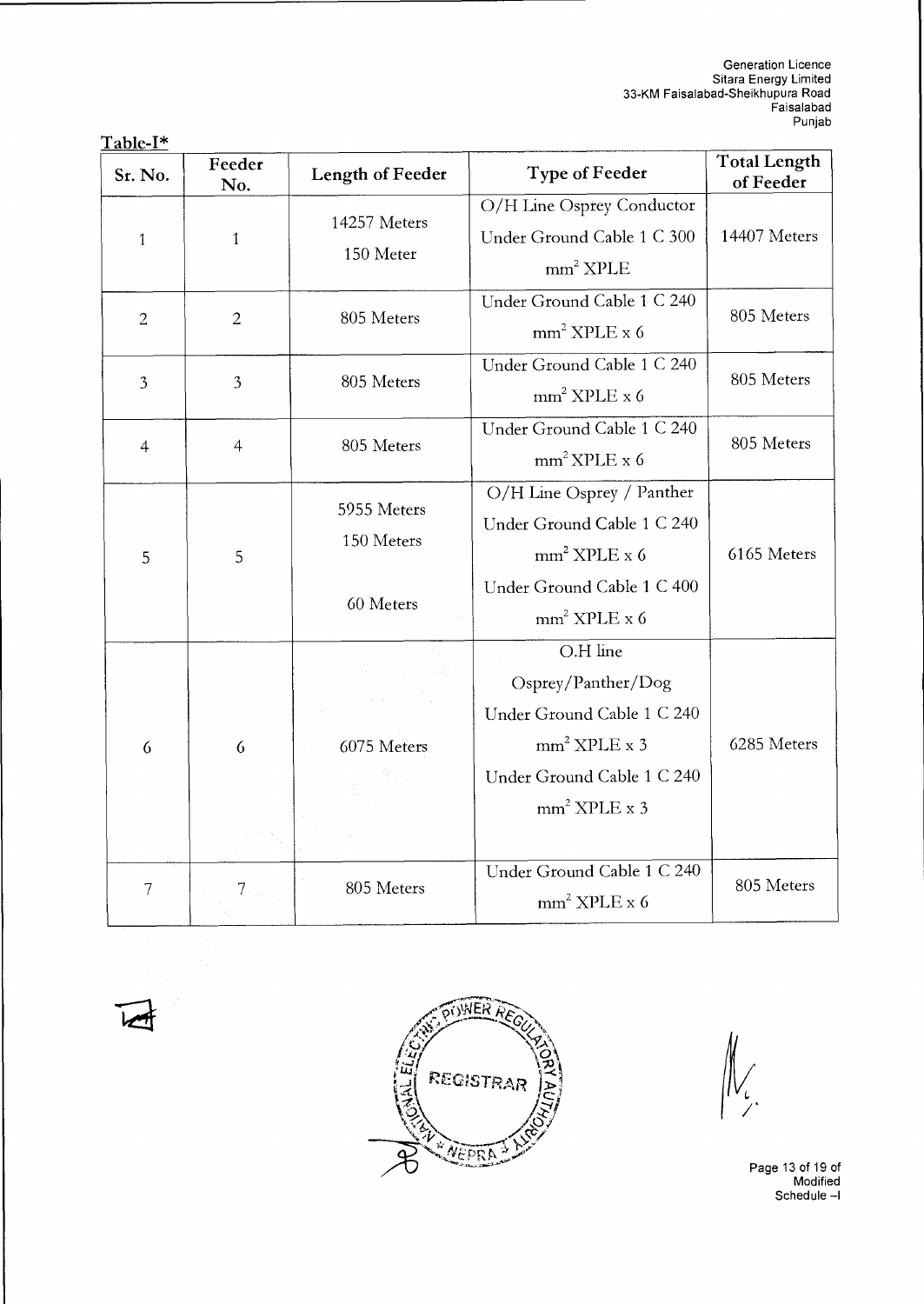Generation Licence
Sitara Energy Limited
33-KM Faisalabad-Sheikhupura Road
Faisalabad
Punjab

**Table-I***

| Sr. No. | Feeder No. | Length of Feeder | Type of Feeder | Total Length of Feeder |
|---|---|---|---|---|
| 1 | 1 | 14257 Meters<br>150 Meter | O/H Line Osprey Conductor<br>Under Ground Cable 1 C 300 $mm^2$ XPLE | 14407 Meters |
| 2 | 2 | 805 Meters | Under Ground Cable 1 C 240 $mm^2$ XPLE x 6 | 805 Meters |
| 3 | 3 | 805 Meters | Under Ground Cable 1 C 240 $mm^2$ XPLE x 6 | 805 Meters |
| 4 | 4 | 805 Meters | Under Ground Cable 1 C 240 $mm^2$ XPLE x 6 | 805 Meters |
| 5 | 5 | 5955 Meters<br>150 Meters<br>60 Meters | O/H Line Osprey / Panther<br>Under Ground Cable 1 C 240 $mm^2$ XPLE x 6<br>Under Ground Cable 1 C 400 $mm^2$ XPLE x 6 | 6165 Meters |
| 6 | 6 | 6075 Meters | O.H line Osprey/Panther/Dog<br>Under Ground Cable 1 C 240 $mm^2$ XPLE x 3<br>Under Ground Cable 1 C 240 $mm^2$ XPLE x 3 | 6285 Meters |
| 7 | 7 | 805 Meters | Under Ground Cable 1 C 240 $mm^2$ XPLE x 6 | 805 Meters |

NATIONAL ELECTRIC POWER REGULATORY AUTHORITY
REGISTRAR
NEPRA

Page 13 of 19 of Modified Schedule –I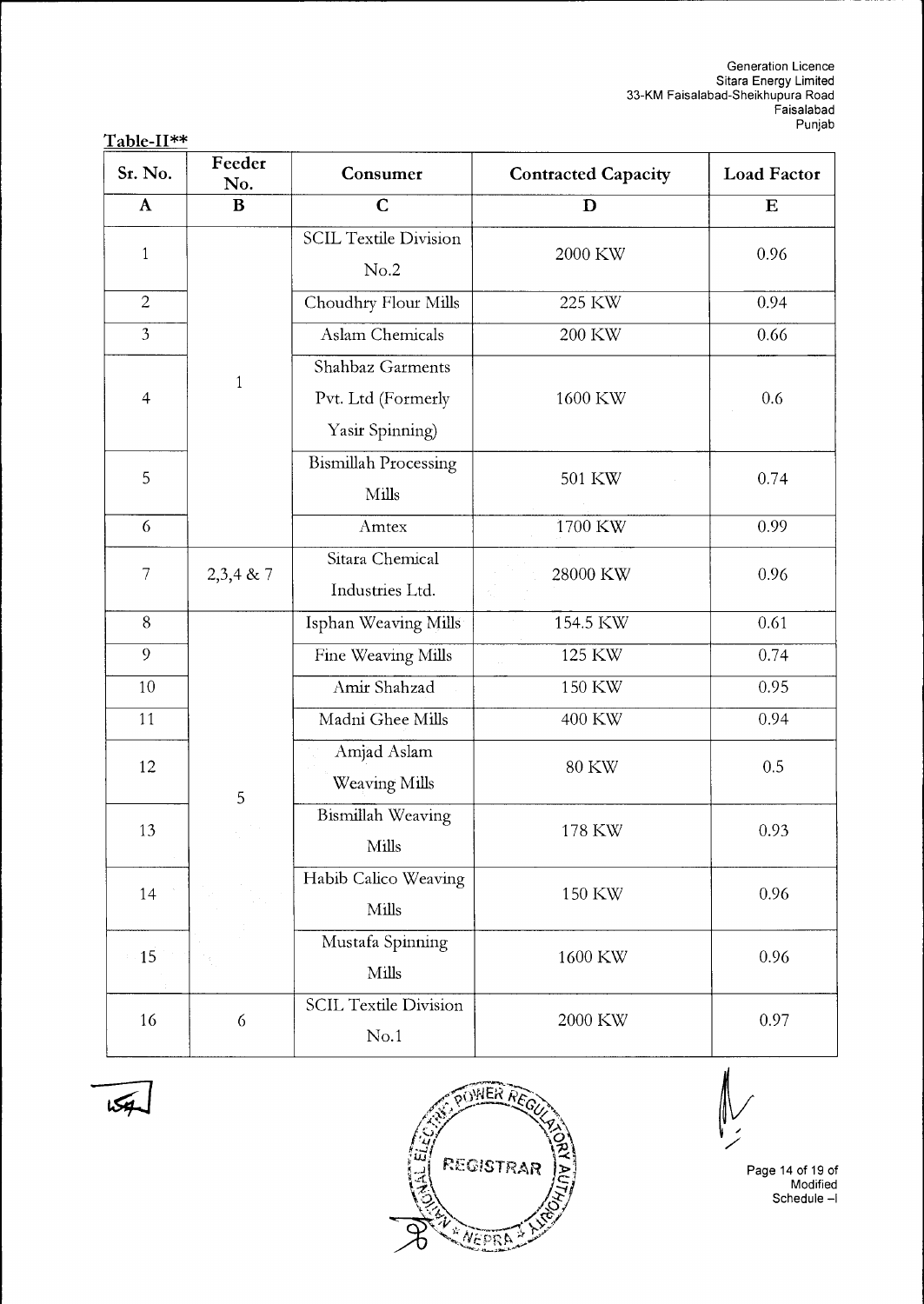**Table-II****

| Sr. No. | Feeder No. | Consumer | Contracted Capacity | Load Factor |
|---|---|---|---|---|
| **A** | **B** | **C** | **D** | **E** |
| 1 | 1 | SCIL Textile Division No.2 | 2000 KW | 0.96 |
| 2 | | Choudhry Flour Mills | 225 KW | 0.94 |
| 3 | | Aslam Chemicals | 200 KW | 0.66 |
| 4 | | Shahbaz Garments Pvt. Ltd (Formerly Yasir Spinning) | 1600 KW | 0.6 |
| 5 | | Bismillah Processing Mills | 501 KW | 0.74 |
| 6 | | Amtex | 1700 KW | 0.99 |
| 7 | 2,3,4 & 7 | Sitara Chemical Industries Ltd. | 28000 KW | 0.96 |
| 8 | 5 | Isphan Weaving Mills | 154.5 KW | 0.61 |
| 9 | | Fine Weaving Mills | 125 KW | 0.74 |
| 10 | | Amir Shahzad | 150 KW | 0.95 |
| 11 | | Madni Ghee Mills | 400 KW | 0.94 |
| 12 | | Amjad Aslam Weaving Mills | 80 KW | 0.5 |
| 13 | | Bismillah Weaving Mills | 178 KW | 0.93 |
| 14 | | Habib Calico Weaving Mills | 150 KW | 0.96 |
| 15 | | Mustafa Spinning Mills | 1600 KW | 0.96 |
| 16 | 6 | SCIL Textile Division No.1 | 2000 KW | 0.97 |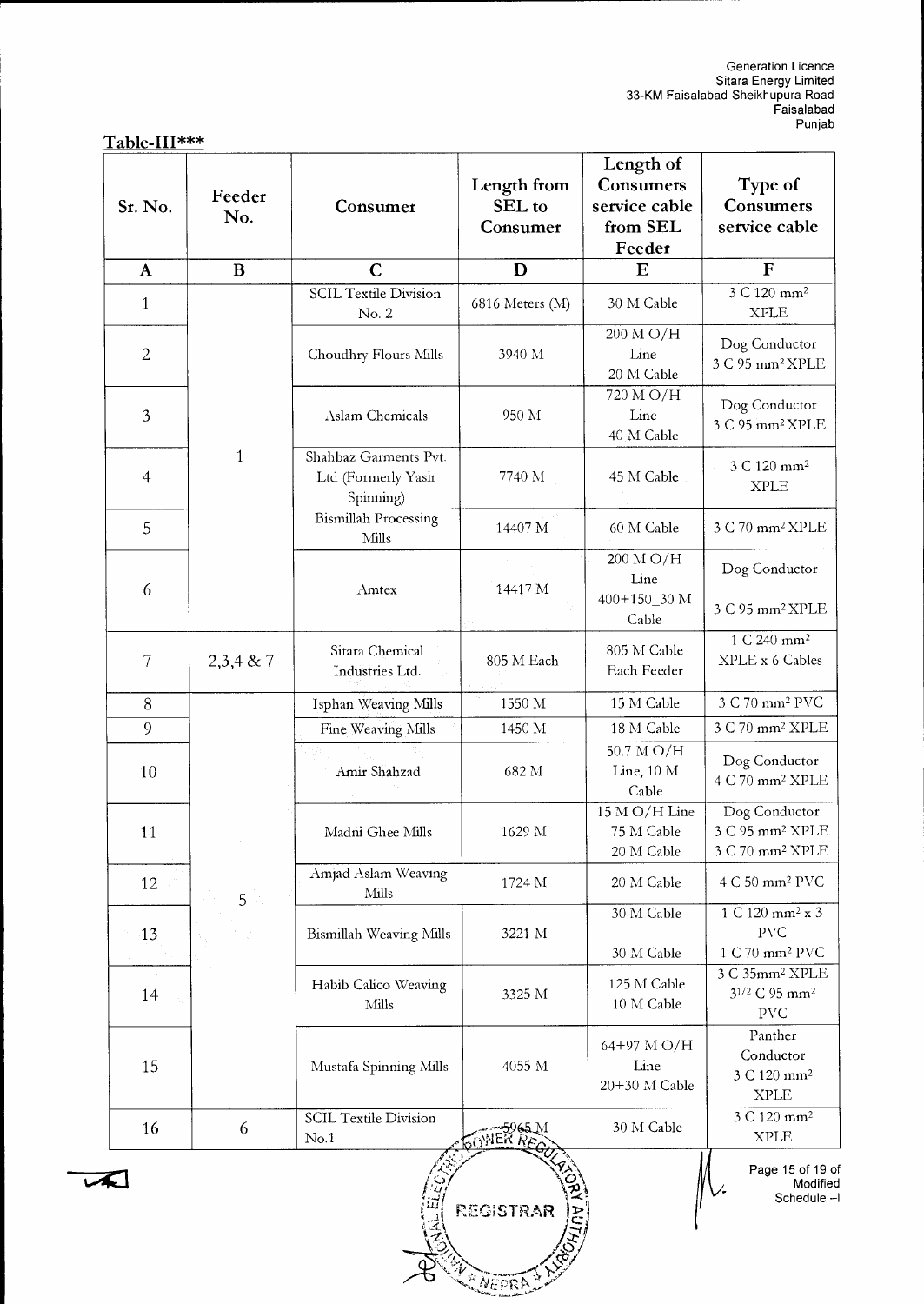## Table-III***

| Sr. No. | Feeder No. | Consumer | Length from SEL to Consumer | Length of Consumers service cable from SEL Feeder | Type of Consumers service cable |
|---|---|---|---|---|---|
| A | B | C | D | E | F |
| 1 | 1 | SCIL Textile Division No. 2 | 6816 Meters (M) | 30 M Cable | 3 C 120 $mm^2$ XPLE |
| 2 | | Choudhry Flours Mills | 3940 M | 200 M O/H Line 20 M Cable | Dog Conductor 3 C 95 $mm^2$ XPLE |
| 3 | | Aslam Chemicals | 950 M | 720 M O/H Line 40 M Cable | Dog Conductor 3 C 95 $mm^2$ XPLE |
| 4 | | Shahbaz Garments Pvt. Ltd (Formerly Yasir Spinning) | 7740 M | 45 M Cable | 3 C 120 $mm^2$ XPLE |
| 5 | | Bismillah Processing Mills | 14407 M | 60 M Cable | 3 C 70 $mm^2$ XPLE |
| 6 | | Amtex | 14417 M | 200 M O/H Line 400+150_30 M Cable | Dog Conductor 3 C 95 $mm^2$ XPLE |
| 7 | 2,3,4 & 7 | Sitara Chemical Industries Ltd. | 805 M Each | 805 M Cable Each Feeder | 1 C 240 $mm^2$ XPLE x 6 Cables |
| 8 | 5 | Isphan Weaving Mills | 1550 M | 15 M Cable | 3 C 70 $mm^2$ PVC |
| 9 | | Fine Weaving Mills | 1450 M | 18 M Cable | 3 C 70 $mm^2$ XPLE |
| 10 | | Amir Shahzad | 682 M | 50.7 M O/H Line, 10 M Cable | Dog Conductor 4 C 70 $mm^2$ XPLE |
| 11 | | Madni Ghee Mills | 1629 M | 15 M O/H Line 75 M Cable 20 M Cable | Dog Conductor 3 C 95 $mm^2$ XPLE 3 C 70 $mm^2$ XPLE |
| 12 | | Amjad Aslam Weaving Mills | 1724 M | 20 M Cable | 4 C 50 $mm^2$ PVC |
| 13 | | Bismillah Weaving Mills | 3221 M | 30 M Cable 30 M Cable | 1 C 120 $mm^2$ x 3 PVC 1 C 70 $mm^2$ PVC |
| 14 | | Habib Calico Weaving Mills | 3325 M | 125 M Cable 10 M Cable | 3 C 35$mm^2$ XPLE $3^{1/2}$ C 95 $mm^2$ PVC |
| 15 | | Mustafa Spinning Mills | 4055 M | 64+97 M O/H Line 20+30 M Cable | Panther Conductor 3 C 120 $mm^2$ XPLE |
| 16 | 6 | SCIL Textile Division No.1 | 5965 M | 30 M Cable | 3 C 120 $mm^2$ XPLE |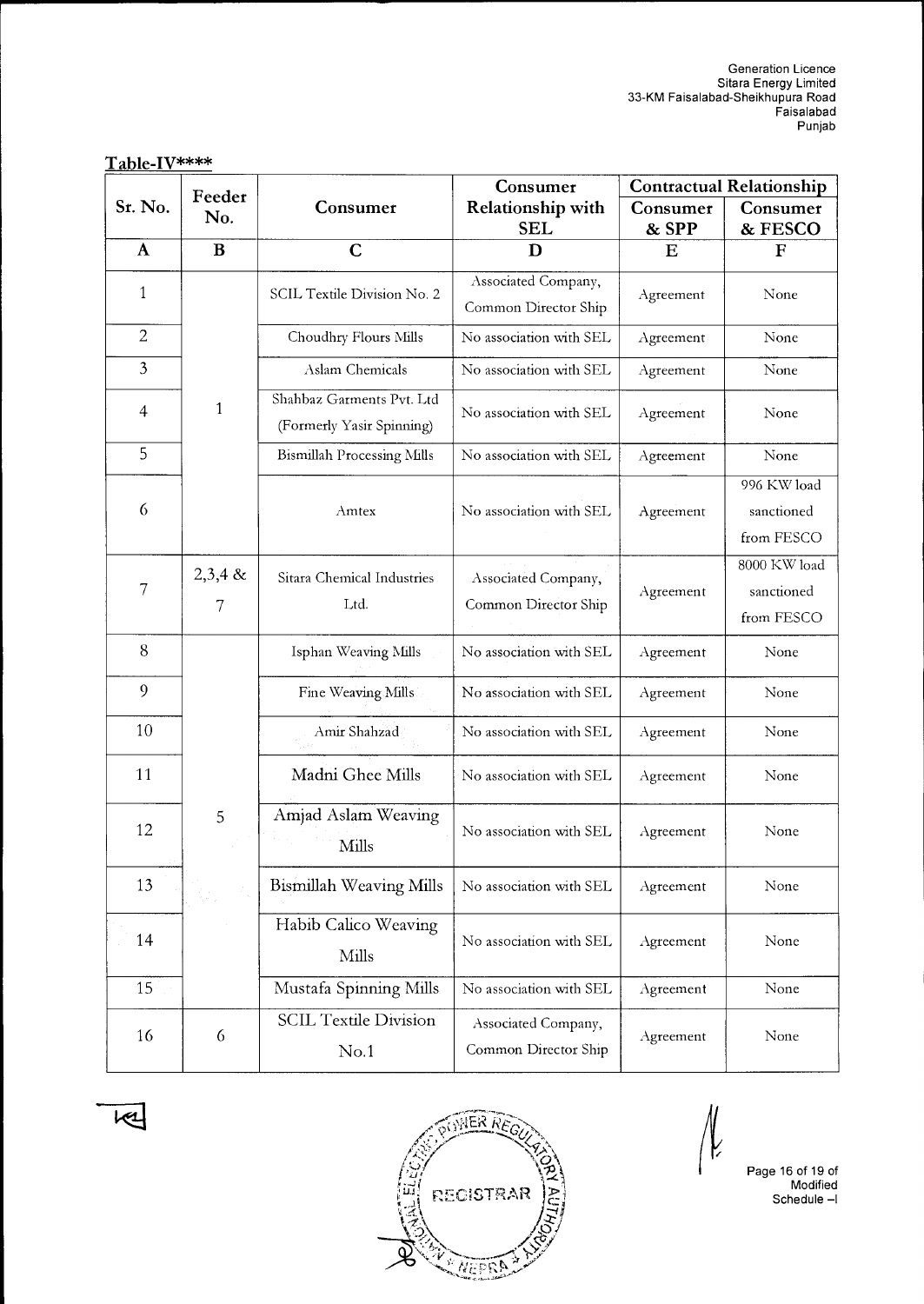## Table-IV****

| Sr. No. | Feeder No. | Consumer | Consumer Relationship with SEL | Contractual Relationship | |
|---|---|---|---|---|---|
| | | | | Consumer & SPP | Consumer & FESCO |
| **A** | **B** | **C** | **D** | **E** | **F** |
| 1 | 1 | SCIL Textile Division No. 2 | Associated Company, Common Director Ship | Agreement | None |
| 2 | | Choudhry Flours Mills | No association with SEL | Agreement | None |
| 3 | | Aslam Chemicals | No association with SEL | Agreement | None |
| 4 | | Shahbaz Garments Pvt. Ltd (Formerly Yasir Spinning) | No association with SEL | Agreement | None |
| 5 | | Bismillah Processing Mills | No association with SEL | Agreement | None |
| 6 | | Amtex | No association with SEL | Agreement | 996 KW load sanctioned from FESCO |
| 7 | 2,3,4 & 7 | Sitara Chemical Industries Ltd. | Associated Company, Common Director Ship | Agreement | 8000 KW load sanctioned from FESCO |
| 8 | 5 | Isphan Weaving Mills | No association with SEL | Agreement | None |
| 9 | | Fine Weaving Mills | No association with SEL | Agreement | None |
| 10 | | Amir Shahzad | No association with SEL | Agreement | None |
| 11 | | Madni Ghee Mills | No association with SEL | Agreement | None |
| 12 | | Amjad Aslam Weaving Mills | No association with SEL | Agreement | None |
| 13 | | Bismillah Weaving Mills | No association with SEL | Agreement | None |
| 14 | | Habib Calico Weaving Mills | No association with SEL | Agreement | None |
| 15 | | Mustafa Spinning Mills | No association with SEL | Agreement | None |
| 16 | 6 | SCIL Textile Division No.1 | Associated Company, Common Director Ship | Agreement | None |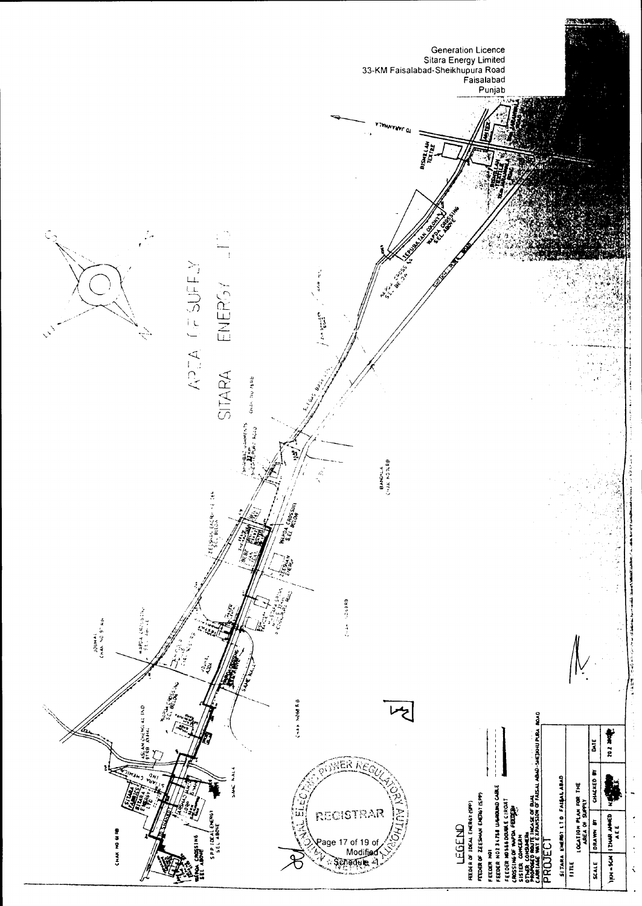Generation Licence
Sitara Energy Limited
33-KM Faisalabad-Sheikhupura Road
Faisalabad
Punjab

AREA OF SUPPLY

SITARA ENERGY LTD

LEGEND

FEEDER OF IDEAL ENERGY (SPP)
FEEDER OF ZEESHAN ENERGY (SPP)
FEEDER NO1
FEEDER NO2 3&7&8 U/GROUND CABLE
FEEDER NO5&6 DOUBLE CIRCUIT
CROSSING OF WAPDA FEEDER
SISTER CONCERN
OTHER CONSUMERS
PROPOSED ROUTE INCASE OF DUAL CARRIAGE WAY EXPANSION OF FAISALABAD-SHEIKHUPURA ROAD

PROJECT

SITARA ENERGY LTD FAISALABAD

| TITLE | LOCATION PLAN FOR THE AREA OF SUPPLY | | |
|---|---|---|---|
| SCALE | DRAWN BY | CHECKED BY | DATE |
| 1KM=5CM | IZHAR AHMED A.E.E | | |

REGISTRAR
NATIONAL ELECTRIC POWER REGULATORY AUTHORITY

Page 17 of 19 of Modified Schedule-I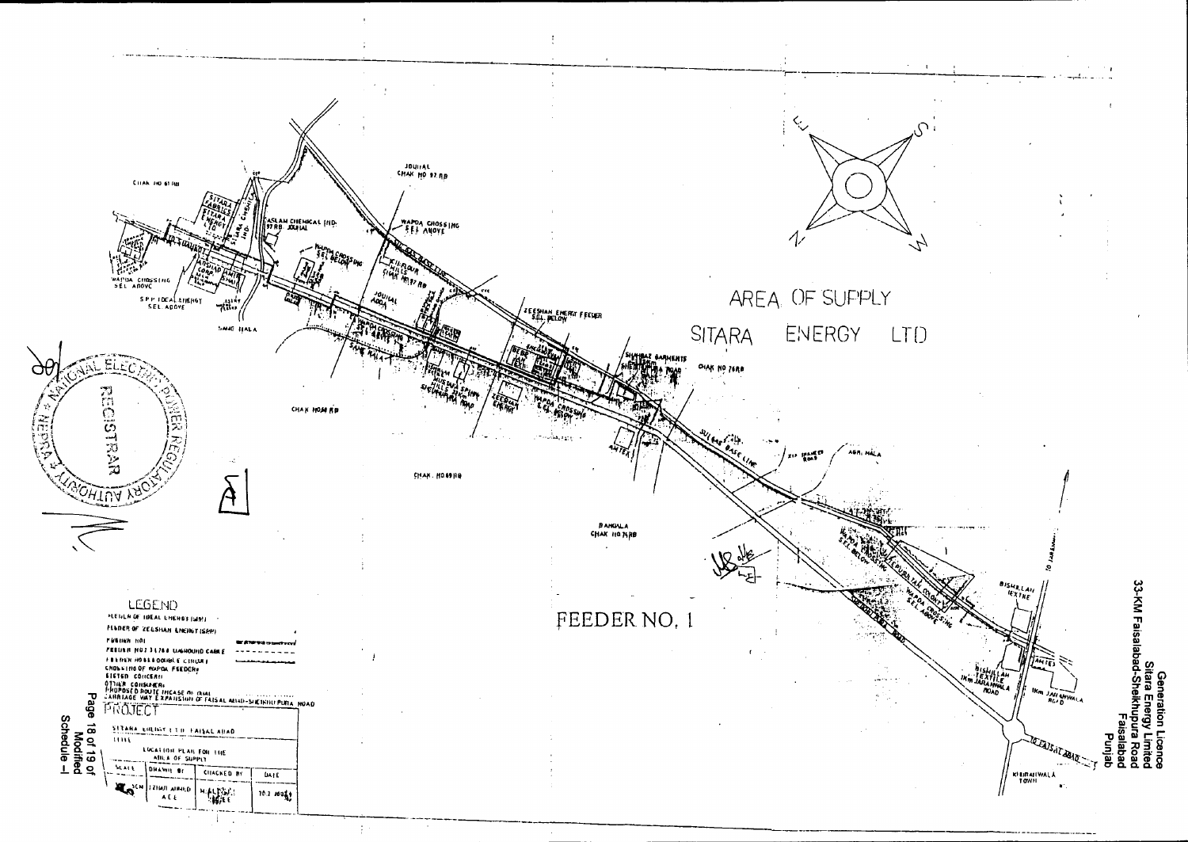Generation Licence
Sitara Energy Limited
33-KM Faisalabad-Sheikhupura Road
Faisalabad
Punjab

# AREA OF SUPPLY

# SITARA ENERGY LTD

# FEEDER NO. 1

## LEGEND

FEEDER OF IDEAL ENERGY (SEP)

FEEDER OF ZEESHAN ENERGY (SEP)

FEEDER NO1

FEEDER NO2 3 LT&B UNGROUND CABLE

FEEDER NO 4 & 5 DOUBLE CIRCUIT

CROSSING OF WAPDA FEEDERS

SISTER CONCERN

OTHER CONSUMERS

PROPOSED ROUTE INCASE OF DUAL CARRIAGE WAY EXPANSION OF FAISALABAD-SHEIKHUPURA ROAD

| PROJECT | | | |
|---|---|---|---|
| SITARA ENERGY LTD FAISALABAD | | | |
| TITLE | LOCATION PLAN FOR THE AREA OF SUPPLY | | |
| SCALE | DRAWN BY | CHECKED BY | DATE |
| 1CM | IZHAR AHMED A.C.E | M. ALI ... | 20.2.2002 |

Schedule –I
Modified
Page 18 of 19 of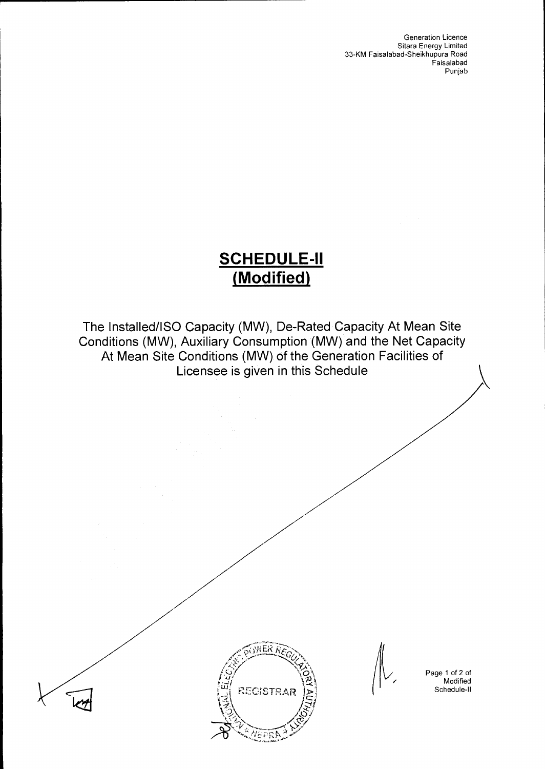# SCHEDULE-II (Modified)

The Installed/ISO Capacity (MW), De-Rated Capacity At Mean Site Conditions (MW), Auxiliary Consumption (MW) and the Net Capacity At Mean Site Conditions (MW) of the Generation Facilities of Licensee is given in this Schedule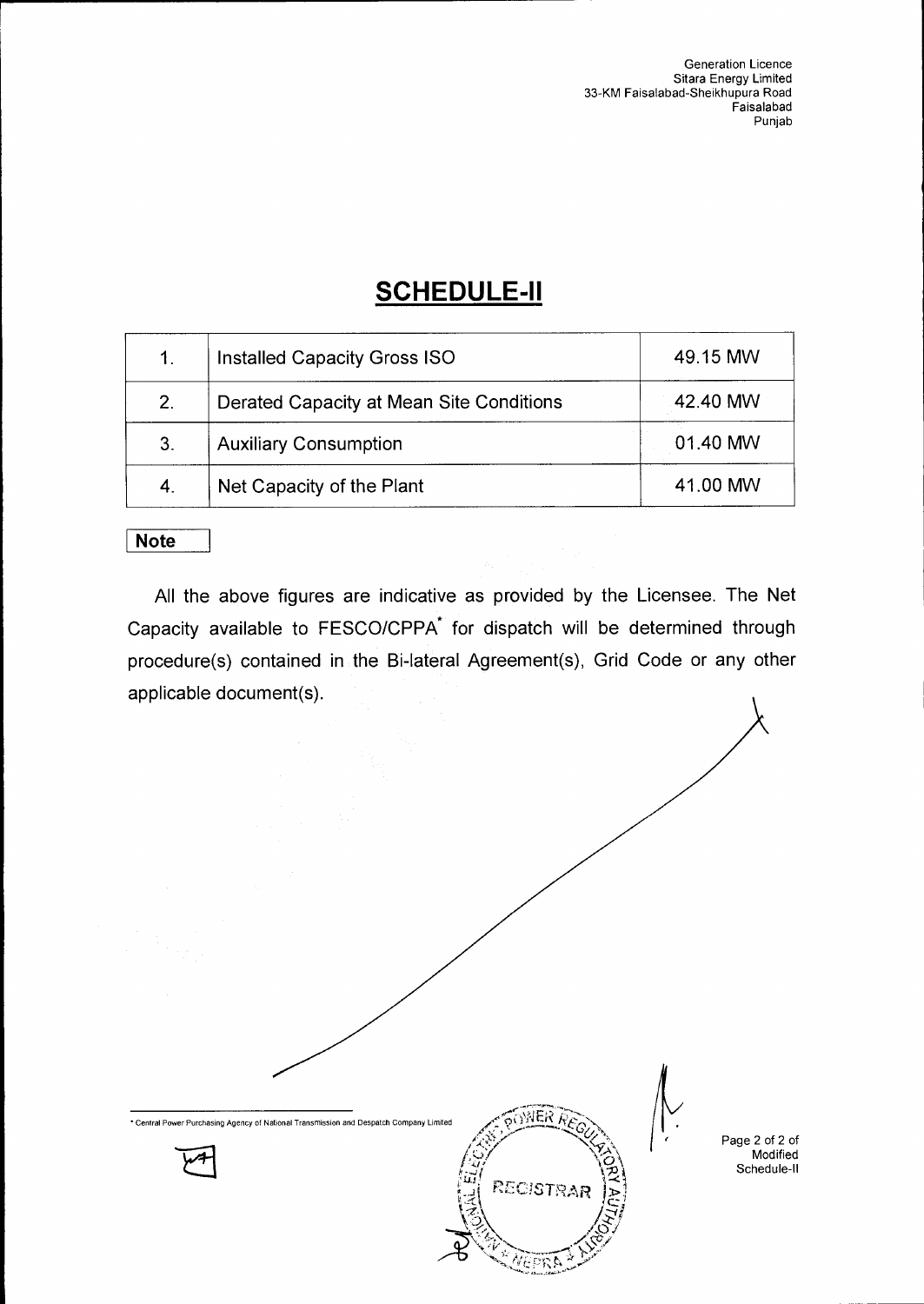Generation Licence
Sitara Energy Limited
33-KM Faisalabad-Sheikhupura Road
Faisalabad
Punjab

# SCHEDULE-II

| | | |
|---|---|---|
| 1. | Installed Capacity Gross ISO | 49.15 MW |
| 2. | Derated Capacity at Mean Site Conditions | 42.40 MW |
| 3. | Auxiliary Consumption | 01.40 MW |
| 4. | Net Capacity of the Plant | 41.00 MW |

**Note**

All the above figures are indicative as provided by the Licensee. The Net Capacity available to FESCO/CPPA* for dispatch will be determined through procedure(s) contained in the Bi-lateral Agreement(s), Grid Code or any other applicable document(s).

* Central Power Purchasing Agency of National Transmission and Despatch Company Limited

Modified Schedule-II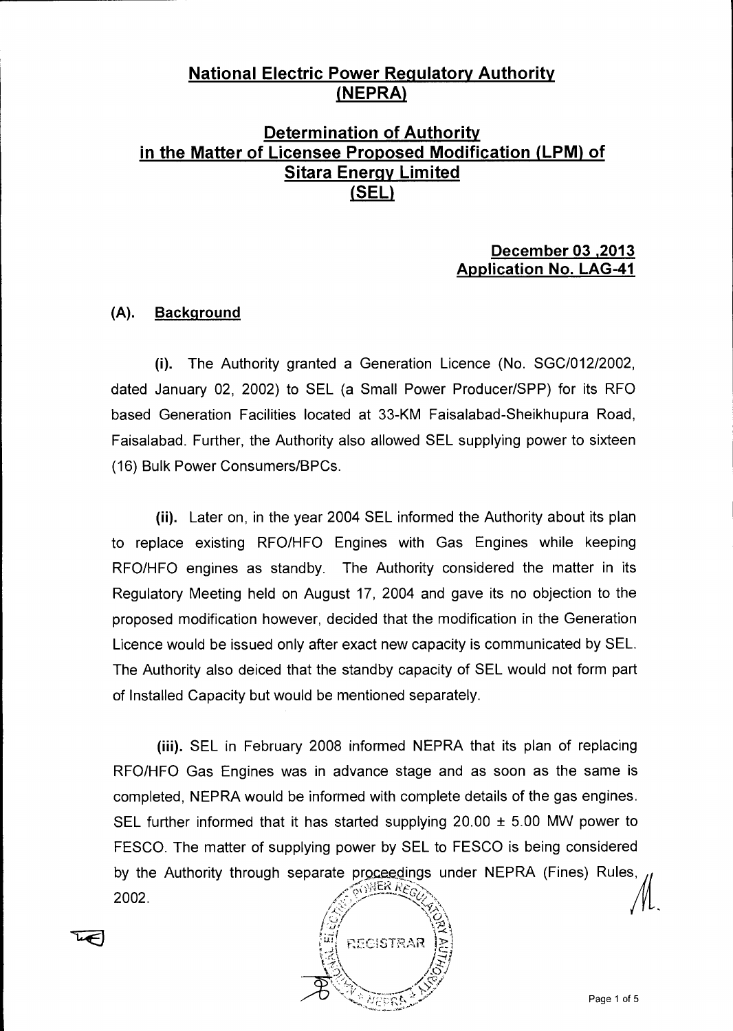# National Electric Power Regulatory Authority (NEPRA)

## Determination of Authority in the Matter of Licensee Proposed Modification (LPM) of Sitara Energy Limited (SEL)

**December 03 ,2013**
**Application No. LAG-41**

### (A). Background

**(i).** The Authority granted a Generation Licence (No. SGC/012/2002, dated January 02, 2002) to SEL (a Small Power Producer/SPP) for its RFO based Generation Facilities located at 33-KM Faisalabad-Sheikhupura Road, Faisalabad. Further, the Authority also allowed SEL supplying power to sixteen (16) Bulk Power Consumers/BPCs.

**(ii).** Later on, in the year 2004 SEL informed the Authority about its plan to replace existing RFO/HFO Engines with Gas Engines while keeping RFO/HFO engines as standby. The Authority considered the matter in its Regulatory Meeting held on August 17, 2004 and gave its no objection to the proposed modification however, decided that the modification in the Generation Licence would be issued only after exact new capacity is communicated by SEL. The Authority also deiced that the standby capacity of SEL would not form part of Installed Capacity but would be mentioned separately.

**(iii).** SEL in February 2008 informed NEPRA that its plan of replacing RFO/HFO Gas Engines was in advance stage and as soon as the same is completed, NEPRA would be informed with complete details of the gas engines. SEL further informed that it has started supplying 20.00 ± 5.00 MW power to FESCO. The matter of supplying power by SEL to FESCO is being considered by the Authority through separate proceedings under NEPRA (Fines) Rules, 2002.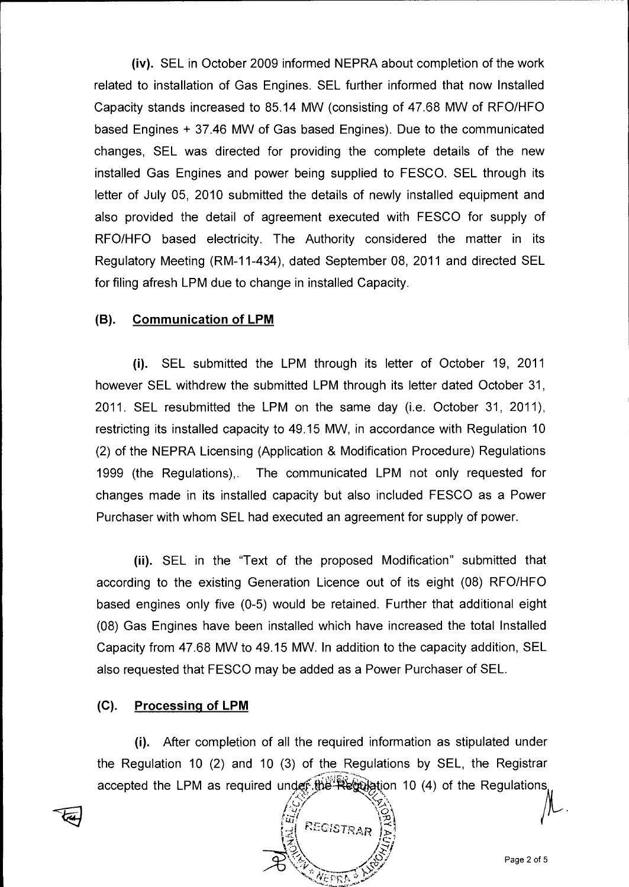(iv). SEL in October 2009 informed NEPRA about completion of the work related to installation of Gas Engines. SEL further informed that now Installed Capacity stands increased to 85.14 MW (consisting of 47.68 MW of RFO/HFO based Engines + 37.46 MW of Gas based Engines). Due to the communicated changes, SEL was directed for providing the complete details of the new installed Gas Engines and power being supplied to FESCO. SEL through its letter of July 05, 2010 submitted the details of newly installed equipment and also provided the detail of agreement executed with FESCO for supply of RFO/HFO based electricity. The Authority considered the matter in its Regulatory Meeting (RM-11-434), dated September 08, 2011 and directed SEL for filing afresh LPM due to change in installed Capacity.

## (B). Communication of LPM

(i). SEL submitted the LPM through its letter of October 19, 2011 however SEL withdrew the submitted LPM through its letter dated October 31, 2011. SEL resubmitted the LPM on the same day (i.e. October 31, 2011), restricting its installed capacity to 49.15 MW, in accordance with Regulation 10 (2) of the NEPRA Licensing (Application & Modification Procedure) Regulations 1999 (the Regulations),. The communicated LPM not only requested for changes made in its installed capacity but also included FESCO as a Power Purchaser with whom SEL had executed an agreement for supply of power.

(ii). SEL in the "Text of the proposed Modification" submitted that according to the existing Generation Licence out of its eight (08) RFO/HFO based engines only five (0-5) would be retained. Further that additional eight (08) Gas Engines have been installed which have increased the total Installed Capacity from 47.68 MW to 49.15 MW. In addition to the capacity addition, SEL also requested that FESCO may be added as a Power Purchaser of SEL.

## (C). Processing of LPM

(i). After completion of all the required information as stipulated under the Regulation 10 (2) and 10 (3) of the Regulations by SEL, the Registrar accepted the LPM as required under the Regulation 10 (4) of the Regulations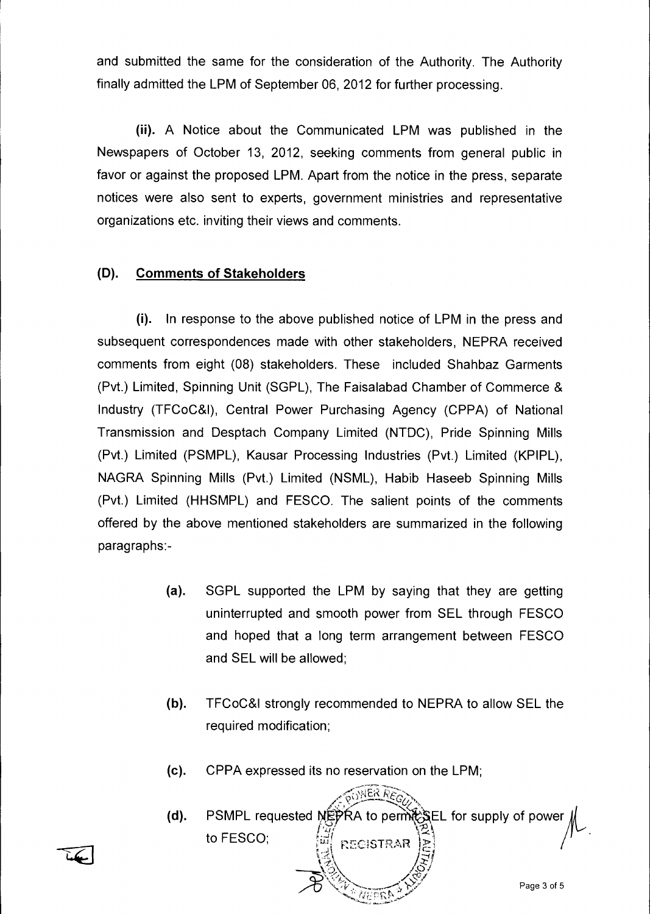and submitted the same for the consideration of the Authority. The Authority finally admitted the LPM of September 06, 2012 for further processing.

**(ii).** A Notice about the Communicated LPM was published in the Newspapers of October 13, 2012, seeking comments from general public in favor or against the proposed LPM. Apart from the notice in the press, separate notices were also sent to experts, government ministries and representative organizations etc. inviting their views and comments.

## (D). Comments of Stakeholders

**(i).** In response to the above published notice of LPM in the press and subsequent correspondences made with other stakeholders, NEPRA received comments from eight (08) stakeholders. These included Shahbaz Garments (Pvt.) Limited, Spinning Unit (SGPL), The Faisalabad Chamber of Commerce & Industry (TFCoC&I), Central Power Purchasing Agency (CPPA) of National Transmission and Desptach Company Limited (NTDC), Pride Spinning Mills (Pvt.) Limited (PSMPL), Kausar Processing Industries (Pvt.) Limited (KPIPL), NAGRA Spinning Mills (Pvt.) Limited (NSML), Habib Haseeb Spinning Mills (Pvt.) Limited (HHSMPL) and FESCO. The salient points of the comments offered by the above mentioned stakeholders are summarized in the following paragraphs:-

**(a).** SGPL supported the LPM by saying that they are getting uninterrupted and smooth power from SEL through FESCO and hoped that a long term arrangement between FESCO and SEL will be allowed;

**(b).** TFCoC&I strongly recommended to NEPRA to allow SEL the required modification;

**(c).** CPPA expressed its no reservation on the LPM;

**(d).** PSMPL requested NEPRA to permit SEL for supply of power to FESCO;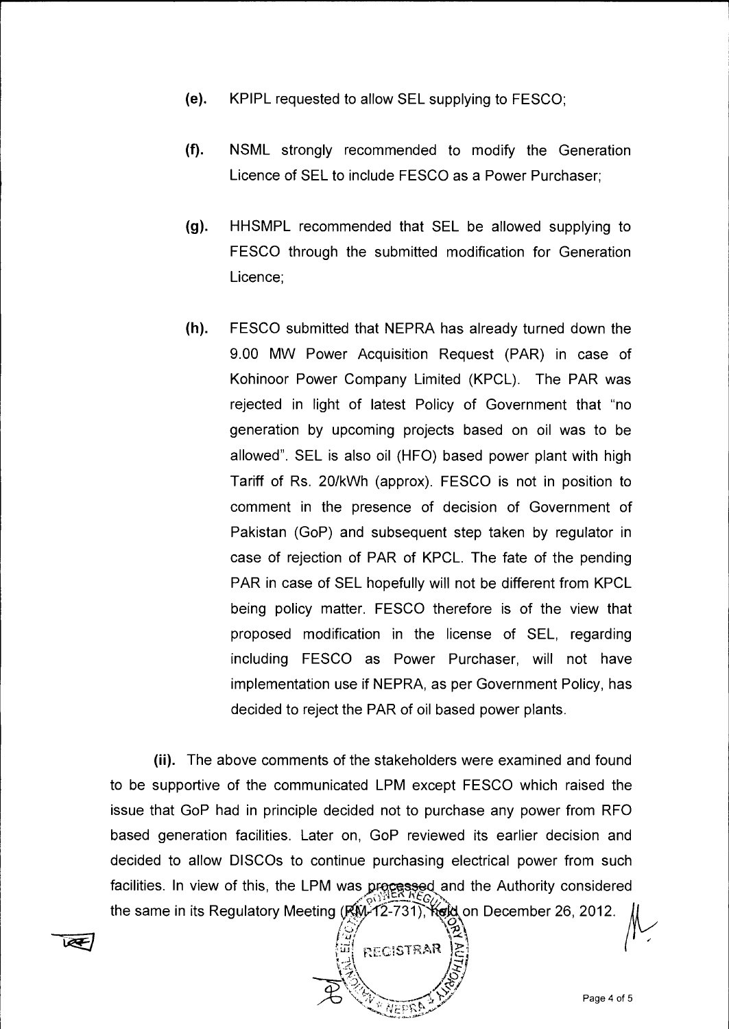(e). KPIPL requested to allow SEL supplying to FESCO;

(f). NSML strongly recommended to modify the Generation Licence of SEL to include FESCO as a Power Purchaser;

(g). HHSMPL recommended that SEL be allowed supplying to FESCO through the submitted modification for Generation Licence;

(h). FESCO submitted that NEPRA has already turned down the 9.00 MW Power Acquisition Request (PAR) in case of Kohinoor Power Company Limited (KPCL). The PAR was rejected in light of latest Policy of Government that "no generation by upcoming projects based on oil was to be allowed". SEL is also oil (HFO) based power plant with high Tariff of Rs. 20/kWh (approx). FESCO is not in position to comment in the presence of decision of Government of Pakistan (GoP) and subsequent step taken by regulator in case of rejection of PAR of KPCL. The fate of the pending PAR in case of SEL hopefully will not be different from KPCL being policy matter. FESCO therefore is of the view that proposed modification in the license of SEL, regarding including FESCO as Power Purchaser, will not have implementation use if NEPRA, as per Government Policy, has decided to reject the PAR of oil based power plants.

(ii). The above comments of the stakeholders were examined and found to be supportive of the communicated LPM except FESCO which raised the issue that GoP had in principle decided not to purchase any power from RFO based generation facilities. Later on, GoP reviewed its earlier decision and decided to allow DISCOs to continue purchasing electrical power from such facilities. In view of this, the LPM was processed and the Authority considered the same in its Regulatory Meeting (RM-12-731), held on December 26, 2012.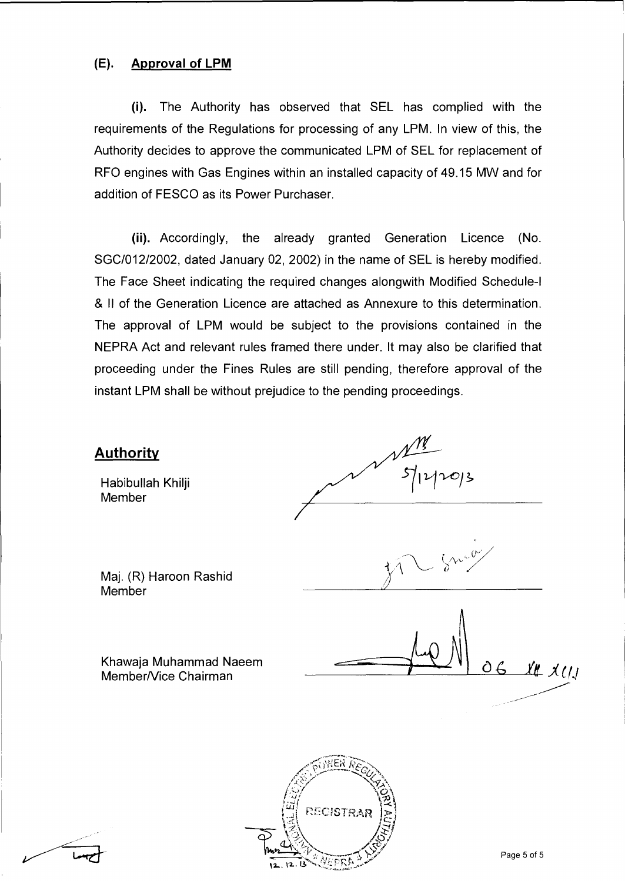## (E). Approval of LPM

**(i).** The Authority has observed that SEL has complied with the requirements of the Regulations for processing of any LPM. In view of this, the Authority decides to approve the communicated LPM of SEL for replacement of RFO engines with Gas Engines within an installed capacity of 49.15 MW and for addition of FESCO as its Power Purchaser.

**(ii).** Accordingly, the already granted Generation Licence (No. SGC/012/2002, dated January 02, 2002) in the name of SEL is hereby modified. The Face Sheet indicating the required changes alongwith Modified Schedule-I & II of the Generation Licence are attached as Annexure to this determination. The approval of LPM would be subject to the provisions contained in the NEPRA Act and relevant rules framed there under. It may also be clarified that proceeding under the Fines Rules are still pending, therefore approval of the instant LPM shall be without prejudice to the pending proceedings.

## Authority

Habibullah Khilji
Member

5/12/2013

Maj. (R) Haroon Rashid
Member

Khawaja Muhammad Naeem
Member/Vice Chairman

06 XII XIII

REGISTRAR

12.12.13